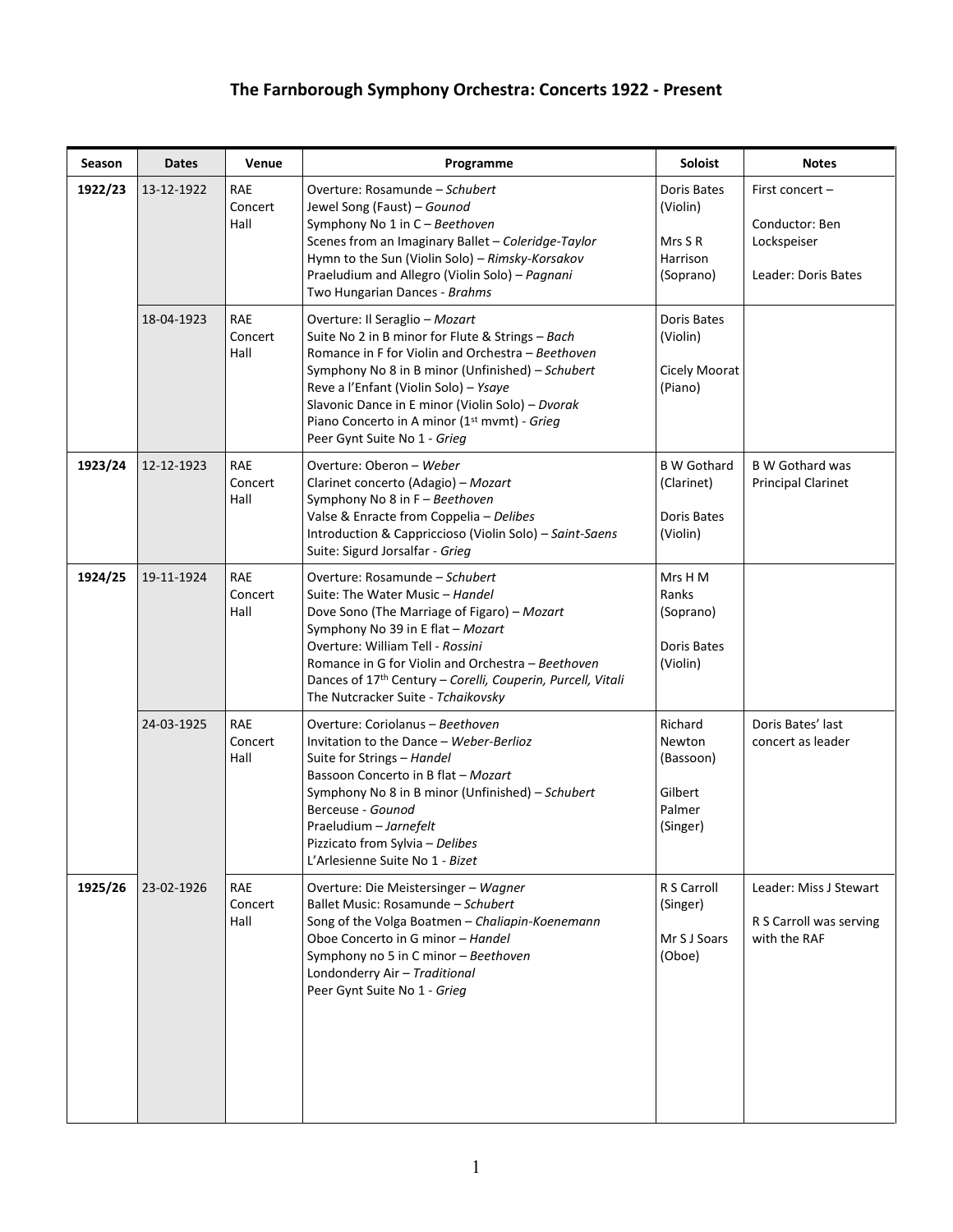# The Farnborough Symphony Orchestra: Concerts 1922 - Present

| Season | Dates | Venue | Programme | Soloist | Notes |
|---|---|---|---|---|---|
| **1922/23** | 13-12-1922 | RAE Concert Hall | Overture: Rosamunde – *Schubert*<br>Jewel Song (Faust) – *Gounod*<br>Symphony No 1 in C – *Beethoven*<br>Scenes from an Imaginary Ballet – *Coleridge-Taylor*<br>Hymn to the Sun (Violin Solo) – *Rimsky-Korsakov*<br>Praeludium and Allegro (Violin Solo) – *Pagnani*<br>Two Hungarian Dances - *Brahms* | Doris Bates (Violin)<br><br>Mrs S R Harrison (Soprano) | First concert –<br><br>Conductor: Ben Lockspeiser<br><br>Leader: Doris Bates |
| | 18-04-1923 | RAE Concert Hall | Overture: Il Seraglio – *Mozart*<br>Suite No 2 in B minor for Flute & Strings – *Bach*<br>Romance in F for Violin and Orchestra – *Beethoven*<br>Symphony No 8 in B minor (Unfinished) – *Schubert*<br>Reve a l'Enfant (Violin Solo) – *Ysaye*<br>Slavonic Dance in E minor (Violin Solo) – *Dvorak*<br>Piano Concerto in A minor (1st mvmt) - *Grieg*<br>Peer Gynt Suite No 1 - *Grieg* | Doris Bates (Violin)<br><br>Cicely Moorat (Piano) | |
| **1923/24** | 12-12-1923 | RAE Concert Hall | Overture: Oberon – *Weber*<br>Clarinet concerto (Adagio) – *Mozart*<br>Symphony No 8 in F – *Beethoven*<br>Valse & Enracte from Coppelia – *Delibes*<br>Introduction & Cappriccioso (Violin Solo) – *Saint-Saens*<br>Suite: Sigurd Jorsalfar - *Grieg* | B W Gothard (Clarinet)<br><br>Doris Bates (Violin) | B W Gothard was Principal Clarinet |
| **1924/25** | 19-11-1924 | RAE Concert Hall | Overture: Rosamunde – *Schubert*<br>Suite: The Water Music – *Handel*<br>Dove Sono (The Marriage of Figaro) – *Mozart*<br>Symphony No 39 in E flat – *Mozart*<br>Overture: William Tell - *Rossini*<br>Romance in G for Violin and Orchestra – *Beethoven*<br>Dances of 17th Century – *Corelli, Couperin, Purcell, Vitali*<br>The Nutcracker Suite - *Tchaikovsky* | Mrs H M Ranks (Soprano)<br><br>Doris Bates (Violin) | |
| | 24-03-1925 | RAE Concert Hall | Overture: Coriolanus – *Beethoven*<br>Invitation to the Dance – *Weber-Berlioz*<br>Suite for Strings – *Handel*<br>Bassoon Concerto in B flat – *Mozart*<br>Symphony No 8 in B minor (Unfinished) – *Schubert*<br>Berceuse - *Gounod*<br>Praeludium – *Jarnefelt*<br>Pizzicato from Sylvia – *Delibes*<br>L'Arlesienne Suite No 1 - *Bizet* | Richard Newton (Bassoon)<br><br>Gilbert Palmer (Singer) | Doris Bates' last concert as leader |
| **1925/26** | 23-02-1926 | RAE Concert Hall | Overture: Die Meistersinger – *Wagner*<br>Ballet Music: Rosamunde – *Schubert*<br>Song of the Volga Boatmen – *Chaliapin-Koenemann*<br>Oboe Concerto in G minor – *Handel*<br>Symphony no 5 in C minor – *Beethoven*<br>Londonderry Air – *Traditional*<br>Peer Gynt Suite No 1 - *Grieg* | R S Carroll (Singer)<br><br>Mr S J Soars (Oboe) | Leader: Miss J Stewart<br><br>R S Carroll was serving with the RAF |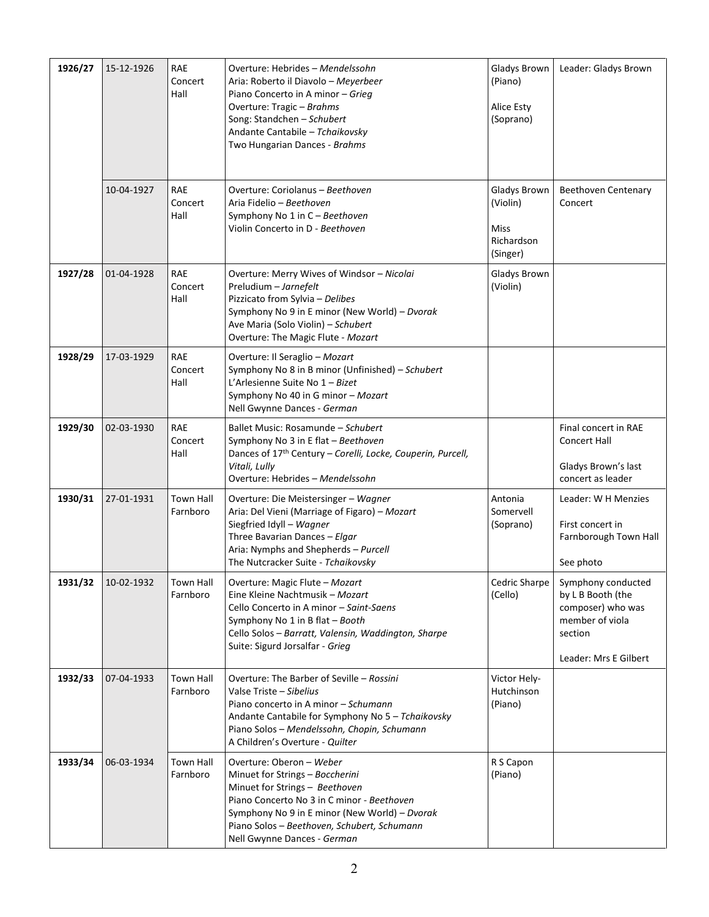| 1926/27 | 15-12-1926 | RAE Concert Hall | Overture: Hebrides – *Mendelssohn*<br>Aria: Roberto il Diavolo – *Meyerbeer*<br>Piano Concerto in A minor – *Grieg*<br>Overture: Tragic – *Brahms*<br>Song: Standchen – *Schubert*<br>Andante Cantabile – *Tchaikovsky*<br>Two Hungarian Dances - *Brahms* | Gladys Brown (Piano)<br><br>Alice Esty (Soprano) | Leader: Gladys Brown |
|---|---|---|---|---|---|
| | 10-04-1927 | RAE Concert Hall | Overture: Coriolanus – *Beethoven*<br>Aria Fidelio – *Beethoven*<br>Symphony No 1 in C – *Beethoven*<br>Violin Concerto in D - *Beethoven* | Gladys Brown (Violin)<br><br>Miss Richardson (Singer) | Beethoven Centenary Concert |
| 1927/28 | 01-04-1928 | RAE Concert Hall | Overture: Merry Wives of Windsor – *Nicolai*<br>Preludium – *Jarnefelt*<br>Pizzicato from Sylvia – *Delibes*<br>Symphony No 9 in E minor (New World) – *Dvorak*<br>Ave Maria (Solo Violin) – *Schubert*<br>Overture: The Magic Flute - *Mozart* | Gladys Brown (Violin) | |
| 1928/29 | 17-03-1929 | RAE Concert Hall | Overture: Il Seraglio – *Mozart*<br>Symphony No 8 in B minor (Unfinished) – *Schubert*<br>L'Arlesienne Suite No 1 – *Bizet*<br>Symphony No 40 in G minor – *Mozart*<br>Nell Gwynne Dances - *German* | | |
| 1929/30 | 02-03-1930 | RAE Concert Hall | Ballet Music: Rosamunde – *Schubert*<br>Symphony No 3 in E flat – *Beethoven*<br>Dances of 17th Century – *Corelli, Locke, Couperin, Purcell, Vitali, Lully*<br>Overture: Hebrides – *Mendelssohn* | | Final concert in RAE Concert Hall<br><br>Gladys Brown's last concert as leader |
| 1930/31 | 27-01-1931 | Town Hall Farnboro | Overture: Die Meistersinger – *Wagner*<br>Aria: Del Vieni (Marriage of Figaro) – *Mozart*<br>Siegfried Idyll – *Wagner*<br>Three Bavarian Dances – *Elgar*<br>Aria: Nymphs and Shepherds – *Purcell*<br>The Nutcracker Suite - *Tchaikovsky* | Antonia Somervell (Soprano) | Leader: W H Menzies<br><br>First concert in Farnborough Town Hall<br><br>See photo |
| 1931/32 | 10-02-1932 | Town Hall Farnboro | Overture: Magic Flute – *Mozart*<br>Eine Kleine Nachtmusik – *Mozart*<br>Cello Concerto in A minor – *Saint-Saens*<br>Symphony No 1 in B flat – *Booth*<br>Cello Solos – *Barratt, Valensin, Waddington, Sharpe*<br>Suite: Sigurd Jorsalfar - *Grieg* | Cedric Sharpe (Cello) | Symphony conducted by L B Booth (the composer) who was member of viola section<br><br>Leader: Mrs E Gilbert |
| 1932/33 | 07-04-1933 | Town Hall Farnboro | Overture: The Barber of Seville – *Rossini*<br>Valse Triste – *Sibelius*<br>Piano concerto in A minor – *Schumann*<br>Andante Cantabile for Symphony No 5 – *Tchaikovsky*<br>Piano Solos – *Mendelssohn, Chopin, Schumann*<br>A Children's Overture - *Quilter* | Victor Hely-Hutchinson (Piano) | |
| 1933/34 | 06-03-1934 | Town Hall Farnboro | Overture: Oberon – *Weber*<br>Minuet for Strings – *Boccherini*<br>Minuet for Strings – *Beethoven*<br>Piano Concerto No 3 in C minor - *Beethoven*<br>Symphony No 9 in E minor (New World) – *Dvorak*<br>Piano Solos – *Beethoven, Schubert, Schumann*<br>Nell Gwynne Dances - *German* | R S Capon (Piano) | |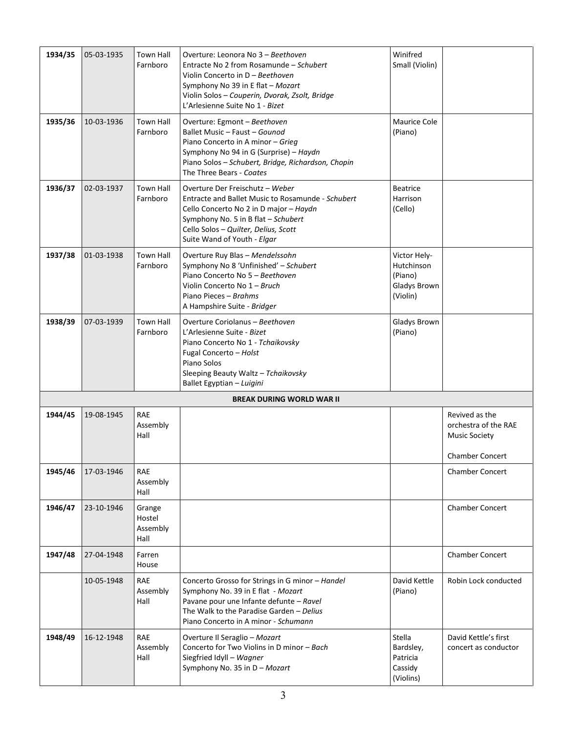| | | | | | |
|---|---|---|---|---|---|
| **1934/35** | 05-03-1935 | Town Hall Farnboro | Overture: Leonora No 3 – *Beethoven*<br>Entracte No 2 from Rosamunde – *Schubert*<br>Violin Concerto in D – *Beethoven*<br>Symphony No 39 in E flat – *Mozart*<br>Violin Solos – *Couperin, Dvorak, Zsolt, Bridge*<br>L'Arlesienne Suite No 1 - *Bizet* | Winifred Small (Violin) | |
| **1935/36** | 10-03-1936 | Town Hall Farnboro | Overture: Egmont – *Beethoven*<br>Ballet Music – Faust – *Gounod*<br>Piano Concerto in A minor – *Grieg*<br>Symphony No 94 in G (Surprise) – *Haydn*<br>Piano Solos – *Schubert, Bridge, Richardson, Chopin*<br>The Three Bears - *Coates* | Maurice Cole (Piano) | |
| **1936/37** | 02-03-1937 | Town Hall Farnboro | Overture Der Freischutz – *Weber*<br>Entracte and Ballet Music to Rosamunde - *Schubert*<br>Cello Concerto No 2 in D major – *Haydn*<br>Symphony No. 5 in B flat – *Schubert*<br>Cello Solos – *Quilter, Delius, Scott*<br>Suite Wand of Youth - *Elgar* | Beatrice Harrison (Cello) | |
| **1937/38** | 01-03-1938 | Town Hall Farnboro | Overture Ruy Blas – *Mendelssohn*<br>Symphony No 8 'Unfinished' – *Schubert*<br>Piano Concerto No 5 – *Beethoven*<br>Violin Concerto No 1 – *Bruch*<br>Piano Pieces – *Brahms*<br>A Hampshire Suite - *Bridger* | Victor Hely-Hutchinson (Piano)<br>Gladys Brown (Violin) | |
| **1938/39** | 07-03-1939 | Town Hall Farnboro | Overture Coriolanus – *Beethoven*<br>L'Arlesienne Suite - *Bizet*<br>Piano Concerto No 1 - *Tchaikovsky*<br>Fugal Concerto – *Holst*<br>Piano Solos<br>Sleeping Beauty Waltz – *Tchaikovsky*<br>Ballet Egyptian – *Luigini* | Gladys Brown (Piano) | |
| | | | **BREAK DURING WORLD WAR II** | | |
| **1944/45** | 19-08-1945 | RAE Assembly Hall | | | Revived as the orchestra of the RAE Music Society<br><br>Chamber Concert |
| **1945/46** | 17-03-1946 | RAE Assembly Hall | | | Chamber Concert |
| **1946/47** | 23-10-1946 | Grange Hostel Assembly Hall | | | Chamber Concert |
| **1947/48** | 27-04-1948 | Farren House | | | Chamber Concert |
| | 10-05-1948 | RAE Assembly Hall | Concerto Grosso for Strings in G minor – *Handel*<br>Symphony No. 39 in E flat - *Mozart*<br>Pavane pour une Infante defunte – *Ravel*<br>The Walk to the Paradise Garden – *Delius*<br>Piano Concerto in A minor - *Schumann* | David Kettle (Piano) | Robin Lock conducted |
| **1948/49** | 16-12-1948 | RAE Assembly Hall | Overture Il Seraglio – *Mozart*<br>Concerto for Two Violins in D minor – *Bach*<br>Siegfried Idyll – *Wagner*<br>Symphony No. 35 in D – *Mozart* | Stella Bardsley, Patricia Cassidy (Violins) | David Kettle's first concert as conductor |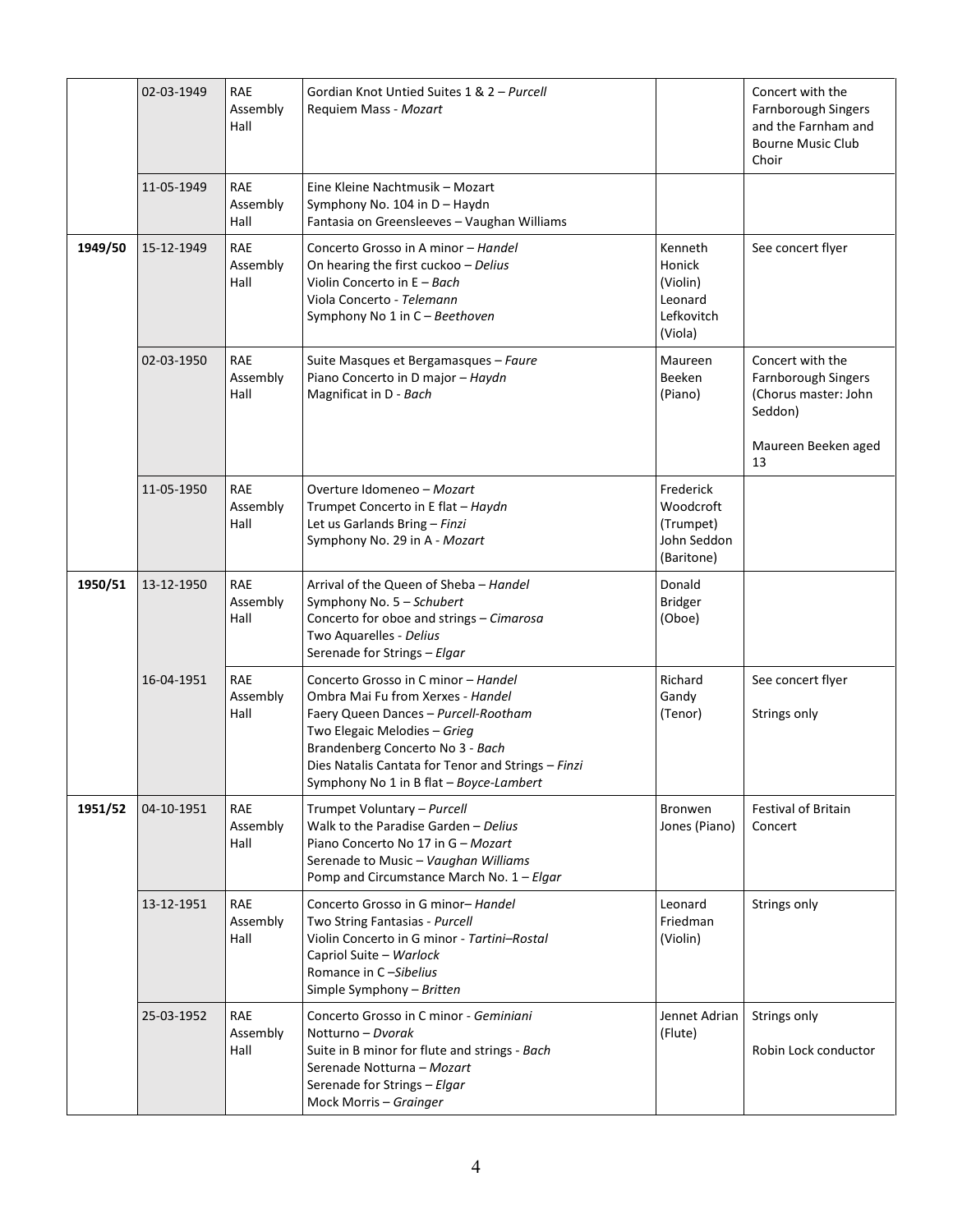| | | | | | |
|---|---|---|---|---|---|
| | 02-03-1949 | RAE Assembly Hall | Gordian Knot Untied Suites 1 & 2 – *Purcell*<br>Requiem Mass - *Mozart* | | Concert with the Farnborough Singers and the Farnham and Bourne Music Club Choir |
| | 11-05-1949 | RAE Assembly Hall | Eine Kleine Nachtmusik – Mozart<br>Symphony No. 104 in D – Haydn<br>Fantasia on Greensleeves – Vaughan Williams | | |
| **1949/50** | 15-12-1949 | RAE Assembly Hall | Concerto Grosso in A minor – *Handel*<br>On hearing the first cuckoo – *Delius*<br>Violin Concerto in E – *Bach*<br>Viola Concerto - *Telemann*<br>Symphony No 1 in C – *Beethoven* | Kenneth Honick (Violin)<br>Leonard Lefkovitch (Viola) | See concert flyer |
| | 02-03-1950 | RAE Assembly Hall | Suite Masques et Bergamasques – *Faure*<br>Piano Concerto in D major – *Haydn*<br>Magnificat in D - *Bach* | Maureen Beeken (Piano) | Concert with the Farnborough Singers (Chorus master: John Seddon)<br><br>Maureen Beeken aged 13 |
| | 11-05-1950 | RAE Assembly Hall | Overture Idomeneo – *Mozart*<br>Trumpet Concerto in E flat – *Haydn*<br>Let us Garlands Bring – *Finzi*<br>Symphony No. 29 in A - *Mozart* | Frederick Woodcroft (Trumpet)<br>John Seddon (Baritone) | |
| **1950/51** | 13-12-1950 | RAE Assembly Hall | Arrival of the Queen of Sheba – *Handel*<br>Symphony No. 5 – *Schubert*<br>Concerto for oboe and strings – *Cimarosa*<br>Two Aquarelles - *Delius*<br>Serenade for Strings – *Elgar* | Donald Bridger (Oboe) | |
| | 16-04-1951 | RAE Assembly Hall | Concerto Grosso in C minor – *Handel*<br>Ombra Mai Fu from Xerxes - *Handel*<br>Faery Queen Dances – *Purcell-Rootham*<br>Two Elegaic Melodies – *Grieg*<br>Brandenberg Concerto No 3 - *Bach*<br>Dies Natalis Cantata for Tenor and Strings – *Finzi*<br>Symphony No 1 in B flat – *Boyce-Lambert* | Richard Gandy (Tenor) | See concert flyer<br><br>Strings only |
| **1951/52** | 04-10-1951 | RAE Assembly Hall | Trumpet Voluntary – *Purcell*<br>Walk to the Paradise Garden – *Delius*<br>Piano Concerto No 17 in G – *Mozart*<br>Serenade to Music – *Vaughan Williams*<br>Pomp and Circumstance March No. 1 – *Elgar* | Bronwen Jones (Piano) | Festival of Britain Concert |
| | 13-12-1951 | RAE Assembly Hall | Concerto Grosso in G minor– *Handel*<br>Two String Fantasias - *Purcell*<br>Violin Concerto in G minor - *Tartini–Rostal*<br>Capriol Suite – *Warlock*<br>Romance in C –*Sibelius*<br>Simple Symphony – *Britten* | Leonard Friedman (Violin) | Strings only |
| | 25-03-1952 | RAE Assembly Hall | Concerto Grosso in C minor - *Geminiani*<br>Notturno – *Dvorak*<br>Suite in B minor for flute and strings - *Bach*<br>Serenade Notturna – *Mozart*<br>Serenade for Strings – *Elgar*<br>Mock Morris – *Grainger* | Jennet Adrian (Flute) | Strings only<br><br>Robin Lock conductor |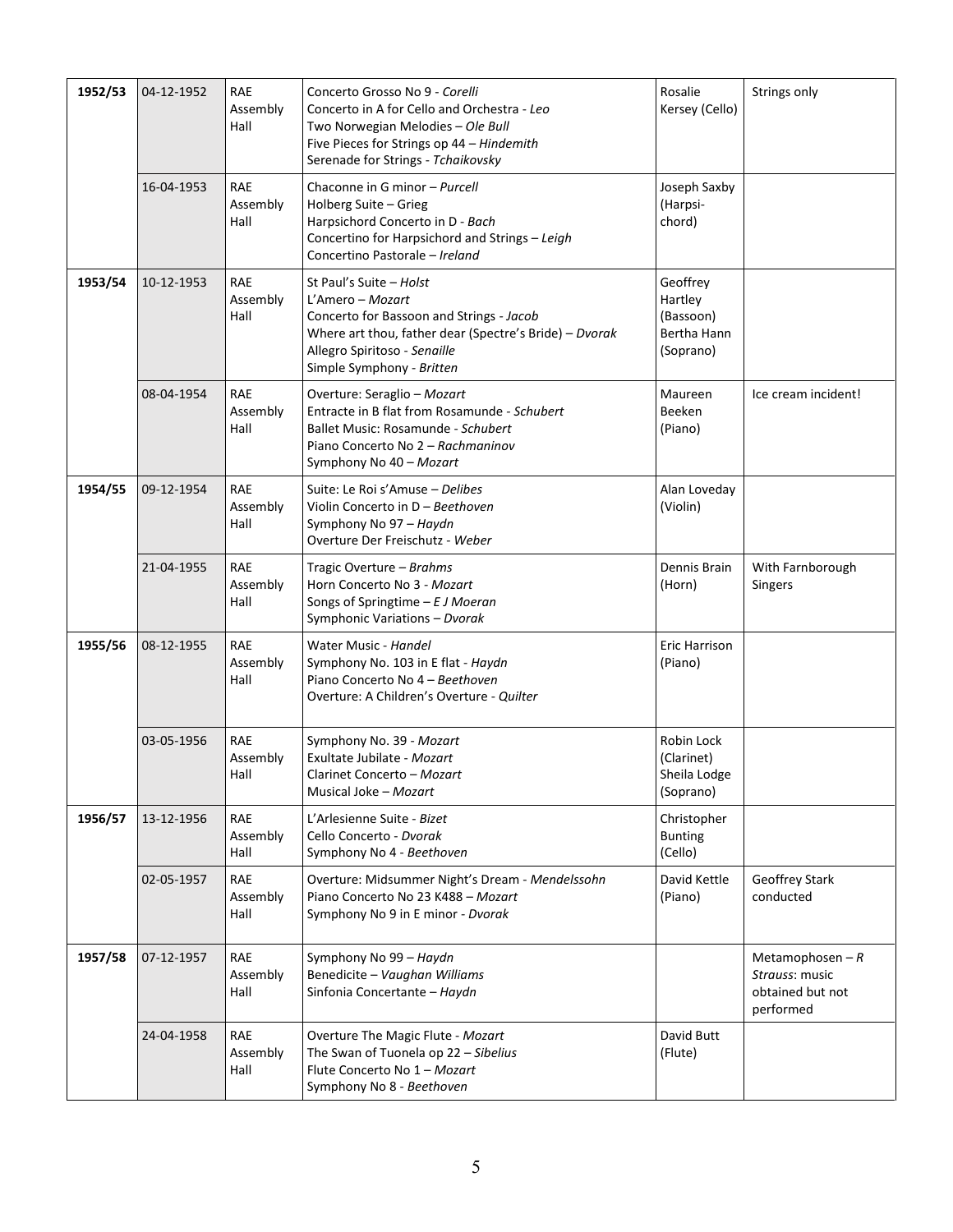| | | | | | |
|---|---|---|---|---|---|
| **1952/53** | 04-12-1952 | RAE Assembly Hall | Concerto Grosso No 9 - *Corelli*<br>Concerto in A for Cello and Orchestra - *Leo*<br>Two Norwegian Melodies – *Ole Bull*<br>Five Pieces for Strings op 44 – *Hindemith*<br>Serenade for Strings - *Tchaikovsky* | Rosalie Kersey (Cello) | Strings only |
| | 16-04-1953 | RAE Assembly Hall | Chaconne in G minor – *Purcell*<br>Holberg Suite – Grieg<br>Harpsichord Concerto in D - *Bach*<br>Concertino for Harpsichord and Strings – *Leigh*<br>Concertino Pastorale – *Ireland* | Joseph Saxby (Harpsi-chord) | |
| **1953/54** | 10-12-1953 | RAE Assembly Hall | St Paul's Suite – *Holst*<br>L'Amero – *Mozart*<br>Concerto for Bassoon and Strings - *Jacob*<br>Where art thou, father dear (Spectre's Bride) – *Dvorak*<br>Allegro Spiritoso - *Senaille*<br>Simple Symphony - *Britten* | Geoffrey Hartley (Bassoon)<br>Bertha Hann (Soprano) | |
| | 08-04-1954 | RAE Assembly Hall | Overture: Seraglio – *Mozart*<br>Entracte in B flat from Rosamunde - *Schubert*<br>Ballet Music: Rosamunde - *Schubert*<br>Piano Concerto No 2 – *Rachmaninov*<br>Symphony No 40 – *Mozart* | Maureen Beeken (Piano) | Ice cream incident! |
| **1954/55** | 09-12-1954 | RAE Assembly Hall | Suite: Le Roi s'Amuse – *Delibes*<br>Violin Concerto in D – *Beethoven*<br>Symphony No 97 – *Haydn*<br>Overture Der Freischutz - *Weber* | Alan Loveday (Violin) | |
| | 21-04-1955 | RAE Assembly Hall | Tragic Overture – *Brahms*<br>Horn Concerto No 3 - *Mozart*<br>Songs of Springtime – *E J Moeran*<br>Symphonic Variations – *Dvorak* | Dennis Brain (Horn) | With Farnborough Singers |
| **1955/56** | 08-12-1955 | RAE Assembly Hall | Water Music - *Handel*<br>Symphony No. 103 in E flat - *Haydn*<br>Piano Concerto No 4 – *Beethoven*<br>Overture: A Children's Overture - *Quilter* | Eric Harrison (Piano) | |
| | 03-05-1956 | RAE Assembly Hall | Symphony No. 39 - *Mozart*<br>Exultate Jubilate - *Mozart*<br>Clarinet Concerto – *Mozart*<br>Musical Joke – *Mozart* | Robin Lock (Clarinet)<br>Sheila Lodge (Soprano) | |
| **1956/57** | 13-12-1956 | RAE Assembly Hall | L'Arlesienne Suite - *Bizet*<br>Cello Concerto - *Dvorak*<br>Symphony No 4 - *Beethoven* | Christopher Bunting (Cello) | |
| | 02-05-1957 | RAE Assembly Hall | Overture: Midsummer Night's Dream - *Mendelssohn*<br>Piano Concerto No 23 K488 – *Mozart*<br>Symphony No 9 in E minor - *Dvorak* | David Kettle (Piano) | Geoffrey Stark conducted |
| **1957/58** | 07-12-1957 | RAE Assembly Hall | Symphony No 99 – *Haydn*<br>Benedicite – *Vaughan Williams*<br>Sinfonia Concertante – *Haydn* | | Metamophosen – *R Strauss*: music obtained but not performed |
| | 24-04-1958 | RAE Assembly Hall | Overture The Magic Flute - *Mozart*<br>The Swan of Tuonela op 22 – *Sibelius*<br>Flute Concerto No 1 – *Mozart*<br>Symphony No 8 - *Beethoven* | David Butt (Flute) | |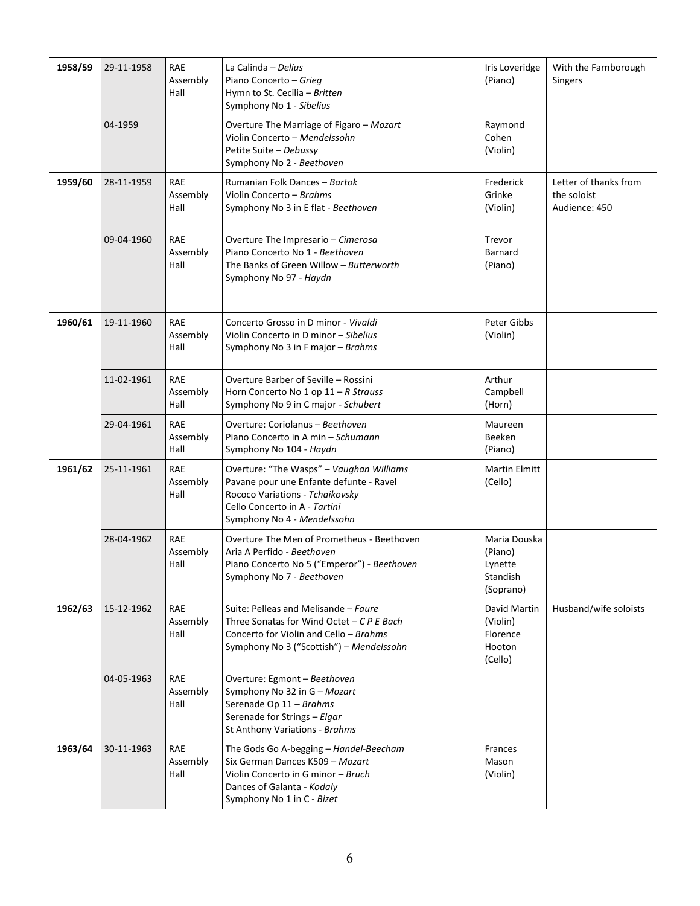| | | | | | |
|---|---|---|---|---|---|
| **1958/59** | 29-11-1958 | RAE Assembly Hall | La Calinda – *Delius*<br>Piano Concerto – *Grieg*<br>Hymn to St. Cecilia – *Britten*<br>Symphony No 1 - *Sibelius* | Iris Loveridge (Piano) | With the Farnborough Singers |
| | 04-1959 | | Overture The Marriage of Figaro – *Mozart*<br>Violin Concerto – *Mendelssohn*<br>Petite Suite – *Debussy*<br>Symphony No 2 - *Beethoven* | Raymond Cohen (Violin) | |
| **1959/60** | 28-11-1959 | RAE Assembly Hall | Rumanian Folk Dances – *Bartok*<br>Violin Concerto – *Brahms*<br>Symphony No 3 in E flat - *Beethoven* | Frederick Grinke (Violin) | Letter of thanks from the soloist<br>Audience: 450 |
| | 09-04-1960 | RAE Assembly Hall | Overture The Impresario – *Cimerosa*<br>Piano Concerto No 1 - *Beethoven*<br>The Banks of Green Willow – *Butterworth*<br>Symphony No 97 - *Haydn* | Trevor Barnard (Piano) | |
| **1960/61** | 19-11-1960 | RAE Assembly Hall | Concerto Grosso in D minor - *Vivaldi*<br>Violin Concerto in D minor – *Sibelius*<br>Symphony No 3 in F major – *Brahms* | Peter Gibbs (Violin) | |
| | 11-02-1961 | RAE Assembly Hall | Overture Barber of Seville – Rossini<br>Horn Concerto No 1 op 11 – *R Strauss*<br>Symphony No 9 in C major - *Schubert* | Arthur Campbell (Horn) | |
| | 29-04-1961 | RAE Assembly Hall | Overture: Coriolanus – *Beethoven*<br>Piano Concerto in A min – *Schumann*<br>Symphony No 104 - *Haydn* | Maureen Beeken (Piano) | |
| **1961/62** | 25-11-1961 | RAE Assembly Hall | Overture: "The Wasps" – *Vaughan Williams*<br>Pavane pour une Enfante defunte - Ravel<br>Rococo Variations - *Tchaikovsky*<br>Cello Concerto in A - *Tartini*<br>Symphony No 4 - *Mendelssohn* | Martin Elmitt (Cello) | |
| | 28-04-1962 | RAE Assembly Hall | Overture The Men of Prometheus - Beethoven<br>Aria A Perfido - *Beethoven*<br>Piano Concerto No 5 ("Emperor") - *Beethoven*<br>Symphony No 7 - *Beethoven* | Maria Douska (Piano)<br>Lynette Standish (Soprano) | |
| **1962/63** | 15-12-1962 | RAE Assembly Hall | Suite: Pelleas and Melisande – *Faure*<br>Three Sonatas for Wind Octet – *C P E Bach*<br>Concerto for Violin and Cello – *Brahms*<br>Symphony No 3 ("Scottish") – *Mendelssohn* | David Martin (Violin)<br>Florence Hooton (Cello) | Husband/wife soloists |
| | 04-05-1963 | RAE Assembly Hall | Overture: Egmont – *Beethoven*<br>Symphony No 32 in G – *Mozart*<br>Serenade Op 11 – *Brahms*<br>Serenade for Strings – *Elgar*<br>St Anthony Variations - *Brahms* | | |
| **1963/64** | 30-11-1963 | RAE Assembly Hall | The Gods Go A-begging – *Handel-Beecham*<br>Six German Dances K509 – *Mozart*<br>Violin Concerto in G minor – *Bruch*<br>Dances of Galanta - *Kodaly*<br>Symphony No 1 in C - *Bizet* | Frances Mason (Violin) | |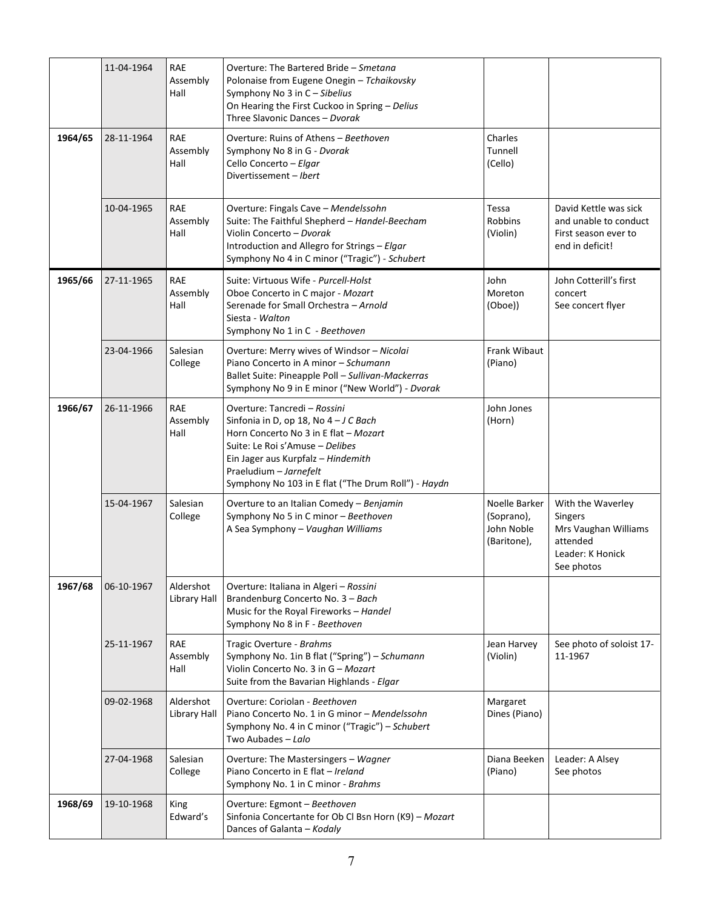| | | | | | |
|---|---|---|---|---|---|
| | 11-04-1964 | RAE Assembly Hall | Overture: The Bartered Bride – *Smetana*<br>Polonaise from Eugene Onegin – *Tchaikovsky*<br>Symphony No 3 in C – *Sibelius*<br>On Hearing the First Cuckoo in Spring – *Delius*<br>Three Slavonic Dances – *Dvorak* | | |
| **1964/65** | 28-11-1964 | RAE Assembly Hall | Overture: Ruins of Athens – *Beethoven*<br>Symphony No 8 in G - *Dvorak*<br>Cello Concerto – *Elgar*<br>Divertissement – *Ibert* | Charles Tunnell (Cello) | |
| | 10-04-1965 | RAE Assembly Hall | Overture: Fingals Cave – *Mendelssohn*<br>Suite: The Faithful Shepherd – *Handel-Beecham*<br>Violin Concerto – *Dvorak*<br>Introduction and Allegro for Strings – *Elgar*<br>Symphony No 4 in C minor ("Tragic") - *Schubert* | Tessa Robbins (Violin) | David Kettle was sick and unable to conduct<br>First season ever to end in deficit! |
| **1965/66** | 27-11-1965 | RAE Assembly Hall | Suite: Virtuous Wife - *Purcell-Holst*<br>Oboe Concerto in C major - *Mozart*<br>Serenade for Small Orchestra – *Arnold*<br>Siesta - *Walton*<br>Symphony No 1 in C - *Beethoven* | John Moreton (Oboe)) | John Cotterill's first concert<br>See concert flyer |
| | 23-04-1966 | Salesian College | Overture: Merry wives of Windsor – *Nicolai*<br>Piano Concerto in A minor – *Schumann*<br>Ballet Suite: Pineapple Poll – *Sullivan-Mackerras*<br>Symphony No 9 in E minor ("New World") - *Dvorak* | Frank Wibaut (Piano) | |
| **1966/67** | 26-11-1966 | RAE Assembly Hall | Overture: Tancredi – *Rossini*<br>Sinfonia in D, op 18, No 4 – *J C Bach*<br>Horn Concerto No 3 in E flat – *Mozart*<br>Suite: Le Roi s'Amuse – *Delibes*<br>Ein Jager aus Kurpfalz – *Hindemith*<br>Praeludium – *Jarnefelt*<br>Symphony No 103 in E flat ("The Drum Roll") - *Haydn* | John Jones (Horn) | |
| | 15-04-1967 | Salesian College | Overture to an Italian Comedy – *Benjamin*<br>Symphony No 5 in C minor – *Beethoven*<br>A Sea Symphony – *Vaughan Williams* | Noelle Barker (Soprano), John Noble (Baritone), | With the Waverley Singers<br>Mrs Vaughan Williams attended<br>Leader: K Honick<br>See photos |
| **1967/68** | 06-10-1967 | Aldershot Library Hall | Overture: Italiana in Algeri – *Rossini*<br>Brandenburg Concerto No. 3 – *Bach*<br>Music for the Royal Fireworks – *Handel*<br>Symphony No 8 in F - *Beethoven* | | |
| | 25-11-1967 | RAE Assembly Hall | Tragic Overture - *Brahms*<br>Symphony No. 1in B flat ("Spring") – *Schumann*<br>Violin Concerto No. 3 in G – *Mozart*<br>Suite from the Bavarian Highlands - *Elgar* | Jean Harvey (Violin) | See photo of soloist 17-11-1967 |
| | 09-02-1968 | Aldershot Library Hall | Overture: Coriolan - *Beethoven*<br>Piano Concerto No. 1 in G minor – *Mendelssohn*<br>Symphony No. 4 in C minor ("Tragic") – *Schubert*<br>Two Aubades – *Lalo* | Margaret Dines (Piano) | |
| | 27-04-1968 | Salesian College | Overture: The Mastersingers – *Wagner*<br>Piano Concerto in E flat – *Ireland*<br>Symphony No. 1 in C minor - *Brahms* | Diana Beeken (Piano) | Leader: A Alsey<br>See photos |
| **1968/69** | 19-10-1968 | King Edward's | Overture: Egmont – *Beethoven*<br>Sinfonia Concertante for Ob Cl Bsn Horn (K9) – *Mozart*<br>Dances of Galanta – *Kodaly* | | |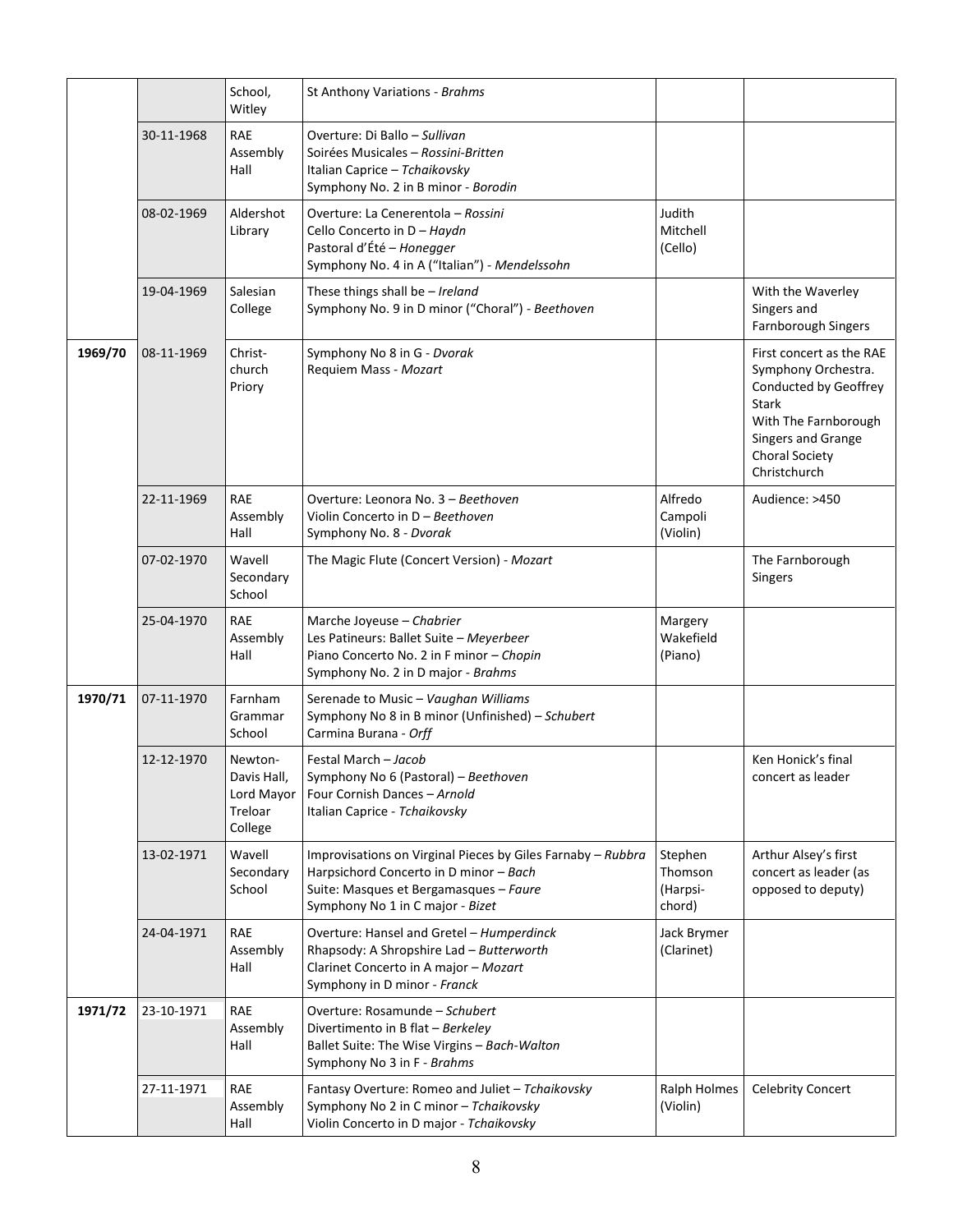| | | | | | |
|---|---|---|---|---|---|
| | | School, Witley | St Anthony Variations - *Brahms* | | |
| | 30-11-1968 | RAE Assembly Hall | Overture: Di Ballo – *Sullivan*<br>Soirées Musicales – *Rossini-Britten*<br>Italian Caprice – *Tchaikovsky*<br>Symphony No. 2 in B minor - *Borodin* | | |
| | 08-02-1969 | Aldershot Library | Overture: La Cenerentola – *Rossini*<br>Cello Concerto in D – *Haydn*<br>Pastoral d'Été – *Honegger*<br>Symphony No. 4 in A ("Italian") - *Mendelssohn* | Judith Mitchell (Cello) | |
| | 19-04-1969 | Salesian College | These things shall be – *Ireland*<br>Symphony No. 9 in D minor ("Choral") - *Beethoven* | | With the Waverley Singers and Farnborough Singers |
| **1969/70** | 08-11-1969 | Christ-church Priory | Symphony No 8 in G - *Dvorak*<br>Requiem Mass - *Mozart* | | First concert as the RAE Symphony Orchestra. Conducted by Geoffrey Stark<br>With The Farnborough Singers and Grange Choral Society Christchurch |
| | 22-11-1969 | RAE Assembly Hall | Overture: Leonora No. 3 – *Beethoven*<br>Violin Concerto in D – *Beethoven*<br>Symphony No. 8 - *Dvorak* | Alfredo Campoli (Violin) | Audience: >450 |
| | 07-02-1970 | Wavell Secondary School | The Magic Flute (Concert Version) - *Mozart* | | The Farnborough Singers |
| | 25-04-1970 | RAE Assembly Hall | Marche Joyeuse – *Chabrier*<br>Les Patineurs: Ballet Suite – *Meyerbeer*<br>Piano Concerto No. 2 in F minor – *Chopin*<br>Symphony No. 2 in D major - *Brahms* | Margery Wakefield (Piano) | |
| **1970/71** | 07-11-1970 | Farnham Grammar School | Serenade to Music – *Vaughan Williams*<br>Symphony No 8 in B minor (Unfinished) – *Schubert*<br>Carmina Burana - *Orff* | | |
| | 12-12-1970 | Newton-Davis Hall, Lord Mayor Treloar College | Festal March – *Jacob*<br>Symphony No 6 (Pastoral) – *Beethoven*<br>Four Cornish Dances – *Arnold*<br>Italian Caprice - *Tchaikovsky* | | Ken Honick's final concert as leader |
| | 13-02-1971 | Wavell Secondary School | Improvisations on Virginal Pieces by Giles Farnaby – *Rubbra*<br>Harpsichord Concerto in D minor – *Bach*<br>Suite: Masques et Bergamasques – *Faure*<br>Symphony No 1 in C major - *Bizet* | Stephen Thomson (Harpsi-chord) | Arthur Alsey's first concert as leader (as opposed to deputy) |
| | 24-04-1971 | RAE Assembly Hall | Overture: Hansel and Gretel – *Humperdinck*<br>Rhapsody: A Shropshire Lad – *Butterworth*<br>Clarinet Concerto in A major – *Mozart*<br>Symphony in D minor - *Franck* | Jack Brymer (Clarinet) | |
| **1971/72** | 23-10-1971 | RAE Assembly Hall | Overture: Rosamunde – *Schubert*<br>Divertimento in B flat – *Berkeley*<br>Ballet Suite: The Wise Virgins – *Bach-Walton*<br>Symphony No 3 in F - *Brahms* | | |
| | 27-11-1971 | RAE Assembly Hall | Fantasy Overture: Romeo and Juliet – *Tchaikovsky*<br>Symphony No 2 in C minor – *Tchaikovsky*<br>Violin Concerto in D major - *Tchaikovsky* | Ralph Holmes (Violin) | Celebrity Concert |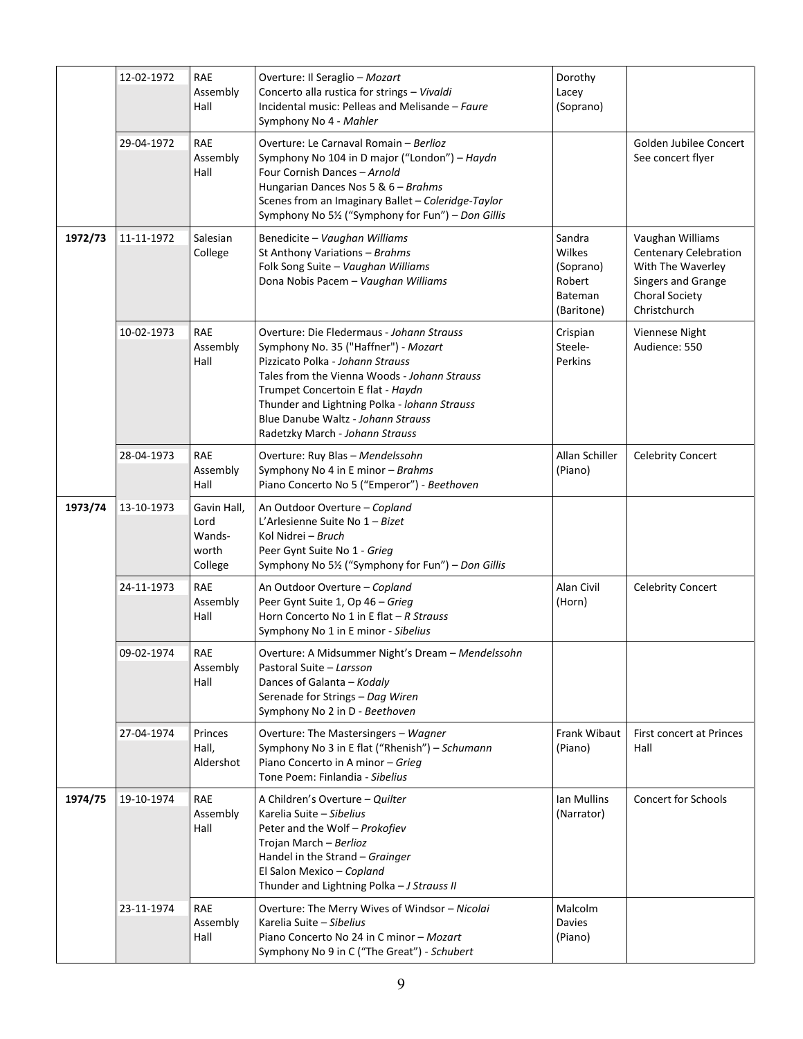| | | | | | |
|---|---|---|---|---|---|
| | 12-02-1972 | RAE Assembly Hall | Overture: Il Seraglio – *Mozart*<br>Concerto alla rustica for strings – *Vivaldi*<br>Incidental music: Pelleas and Melisande – *Faure*<br>Symphony No 4 - *Mahler* | Dorothy Lacey (Soprano) | |
| | 29-04-1972 | RAE Assembly Hall | Overture: Le Carnaval Romain – *Berlioz*<br>Symphony No 104 in D major ("London") – *Haydn*<br>Four Cornish Dances – *Arnold*<br>Hungarian Dances Nos 5 & 6 – *Brahms*<br>Scenes from an Imaginary Ballet – *Coleridge-Taylor*<br>Symphony No 5½ ("Symphony for Fun") – *Don Gillis* | | Golden Jubilee Concert See concert flyer |
| **1972/73** | 11-11-1972 | Salesian College | Benedicite – *Vaughan Williams*<br>St Anthony Variations – *Brahms*<br>Folk Song Suite – *Vaughan Williams*<br>Dona Nobis Pacem – *Vaughan Williams* | Sandra Wilkes (Soprano) Robert Bateman (Baritone) | Vaughan Williams Centenary Celebration With The Waverley Singers and Grange Choral Society Christchurch |
| | 10-02-1973 | RAE Assembly Hall | Overture: Die Fledermaus - *Johann Strauss*<br>Symphony No. 35 ("Haffner") - *Mozart*<br>Pizzicato Polka - *Johann Strauss*<br>Tales from the Vienna Woods - *Johann Strauss*<br>Trumpet Concertoin E flat - *Haydn*<br>Thunder and Lightning Polka - *lohann Strauss*<br>Blue Danube Waltz - *Johann Strauss*<br>Radetzky March - *Johann Strauss* | Crispian Steele-Perkins | Viennese Night Audience: 550 |
| | 28-04-1973 | RAE Assembly Hall | Overture: Ruy Blas – *Mendelssohn*<br>Symphony No 4 in E minor – *Brahms*<br>Piano Concerto No 5 ("Emperor") - *Beethoven* | Allan Schiller (Piano) | Celebrity Concert |
| **1973/74** | 13-10-1973 | Gavin Hall, Lord Wands-worth College | An Outdoor Overture – *Copland*<br>L'Arlesienne Suite No 1 – *Bizet*<br>Kol Nidrei – *Bruch*<br>Peer Gynt Suite No 1 - *Grieg*<br>Symphony No 5½ ("Symphony for Fun") – *Don Gillis* | | |
| | 24-11-1973 | RAE Assembly Hall | An Outdoor Overture – *Copland*<br>Peer Gynt Suite 1, Op 46 – *Grieg*<br>Horn Concerto No 1 in E flat – *R Strauss*<br>Symphony No 1 in E minor - *Sibelius* | Alan Civil (Horn) | Celebrity Concert |
| | 09-02-1974 | RAE Assembly Hall | Overture: A Midsummer Night's Dream – *Mendelssohn*<br>Pastoral Suite – *Larsson*<br>Dances of Galanta – *Kodaly*<br>Serenade for Strings – *Dag Wiren*<br>Symphony No 2 in D - *Beethoven* | | |
| | 27-04-1974 | Princes Hall, Aldershot | Overture: The Mastersingers – *Wagner*<br>Symphony No 3 in E flat ("Rhenish") – *Schumann*<br>Piano Concerto in A minor – *Grieg*<br>Tone Poem: Finlandia - *Sibelius* | Frank Wibaut (Piano) | First concert at Princes Hall |
| **1974/75** | 19-10-1974 | RAE Assembly Hall | A Children's Overture – *Quilter*<br>Karelia Suite – *Sibelius*<br>Peter and the Wolf – *Prokofiev*<br>Trojan March – *Berlioz*<br>Handel in the Strand – *Grainger*<br>El Salon Mexico – *Copland*<br>Thunder and Lightning Polka – *J Strauss II* | Ian Mullins (Narrator) | Concert for Schools |
| | 23-11-1974 | RAE Assembly Hall | Overture: The Merry Wives of Windsor – *Nicolai*<br>Karelia Suite – *Sibelius*<br>Piano Concerto No 24 in C minor – *Mozart*<br>Symphony No 9 in C ("The Great") - *Schubert* | Malcolm Davies (Piano) | |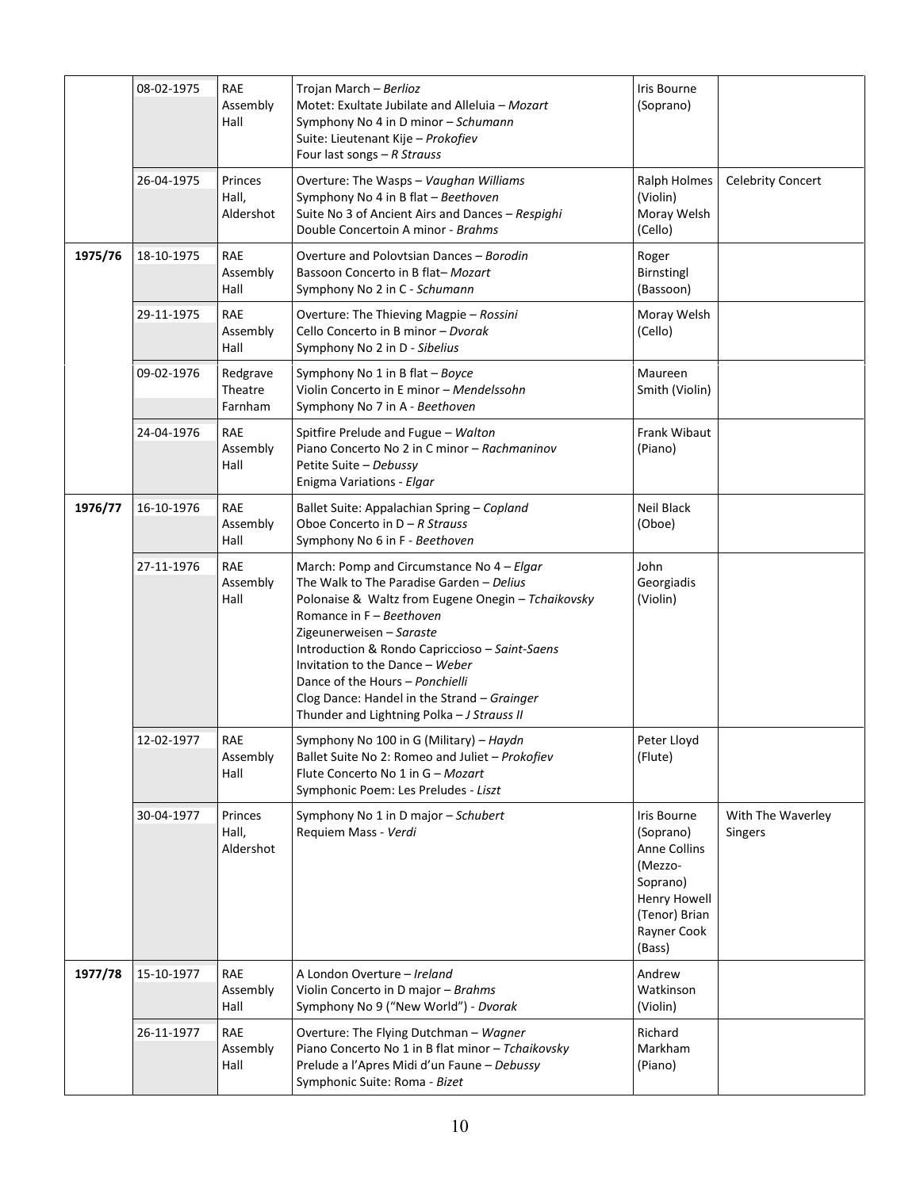| | | | | | |
|---|---|---|---|---|---|
| | 08-02-1975 | RAE Assembly Hall | Trojan March – *Berlioz*<br>Motet: Exultate Jubilate and Alleluia – *Mozart*<br>Symphony No 4 in D minor – *Schumann*<br>Suite: Lieutenant Kije – *Prokofiev*<br>Four last songs – *R Strauss* | Iris Bourne (Soprano) | |
| | 26-04-1975 | Princes Hall, Aldershot | Overture: The Wasps – *Vaughan Williams*<br>Symphony No 4 in B flat – *Beethoven*<br>Suite No 3 of Ancient Airs and Dances – *Respighi*<br>Double Concertoin A minor - *Brahms* | Ralph Holmes (Violin) Moray Welsh (Cello) | Celebrity Concert |
| **1975/76** | 18-10-1975 | RAE Assembly Hall | Overture and Polovtsian Dances – *Borodin*<br>Bassoon Concerto in B flat– *Mozart*<br>Symphony No 2 in C - *Schumann* | Roger Birnstingl (Bassoon) | |
| | 29-11-1975 | RAE Assembly Hall | Overture: The Thieving Magpie – *Rossini*<br>Cello Concerto in B minor – *Dvorak*<br>Symphony No 2 in D - *Sibelius* | Moray Welsh (Cello) | |
| | 09-02-1976 | Redgrave Theatre Farnham | Symphony No 1 in B flat – *Boyce*<br>Violin Concerto in E minor – *Mendelssohn*<br>Symphony No 7 in A - *Beethoven* | Maureen Smith (Violin) | |
| | 24-04-1976 | RAE Assembly Hall | Spitfire Prelude and Fugue – *Walton*<br>Piano Concerto No 2 in C minor – *Rachmaninov*<br>Petite Suite – *Debussy*<br>Enigma Variations - *Elgar* | Frank Wibaut (Piano) | |
| **1976/77** | 16-10-1976 | RAE Assembly Hall | Ballet Suite: Appalachian Spring – *Copland*<br>Oboe Concerto in D – *R Strauss*<br>Symphony No 6 in F - *Beethoven* | Neil Black (Oboe) | |
| | 27-11-1976 | RAE Assembly Hall | March: Pomp and Circumstance No 4 – *Elgar*<br>The Walk to The Paradise Garden – *Delius*<br>Polonaise & Waltz from Eugene Onegin – *Tchaikovsky*<br>Romance in F – *Beethoven*<br>Zigeunerweisen – *Saraste*<br>Introduction & Rondo Capriccioso – *Saint-Saens*<br>Invitation to the Dance – *Weber*<br>Dance of the Hours – *Ponchielli*<br>Clog Dance: Handel in the Strand – *Grainger*<br>Thunder and Lightning Polka – *J Strauss II* | John Georgiadis (Violin) | |
| | 12-02-1977 | RAE Assembly Hall | Symphony No 100 in G (Military) – *Haydn*<br>Ballet Suite No 2: Romeo and Juliet – *Prokofiev*<br>Flute Concerto No 1 in G – *Mozart*<br>Symphonic Poem: Les Preludes - *Liszt* | Peter Lloyd (Flute) | |
| | 30-04-1977 | Princes Hall, Aldershot | Symphony No 1 in D major – *Schubert*<br>Requiem Mass - *Verdi* | Iris Bourne (Soprano) Anne Collins (Mezzo-Soprano) Henry Howell (Tenor) Brian Rayner Cook (Bass) | With The Waverley Singers |
| **1977/78** | 15-10-1977 | RAE Assembly Hall | A London Overture – *Ireland*<br>Violin Concerto in D major – *Brahms*<br>Symphony No 9 ("New World") - *Dvorak* | Andrew Watkinson (Violin) | |
| | 26-11-1977 | RAE Assembly Hall | Overture: The Flying Dutchman – *Wagner*<br>Piano Concerto No 1 in B flat minor – *Tchaikovsky*<br>Prelude a l'Apres Midi d'un Faune – *Debussy*<br>Symphonic Suite: Roma - *Bizet* | Richard Markham (Piano) | |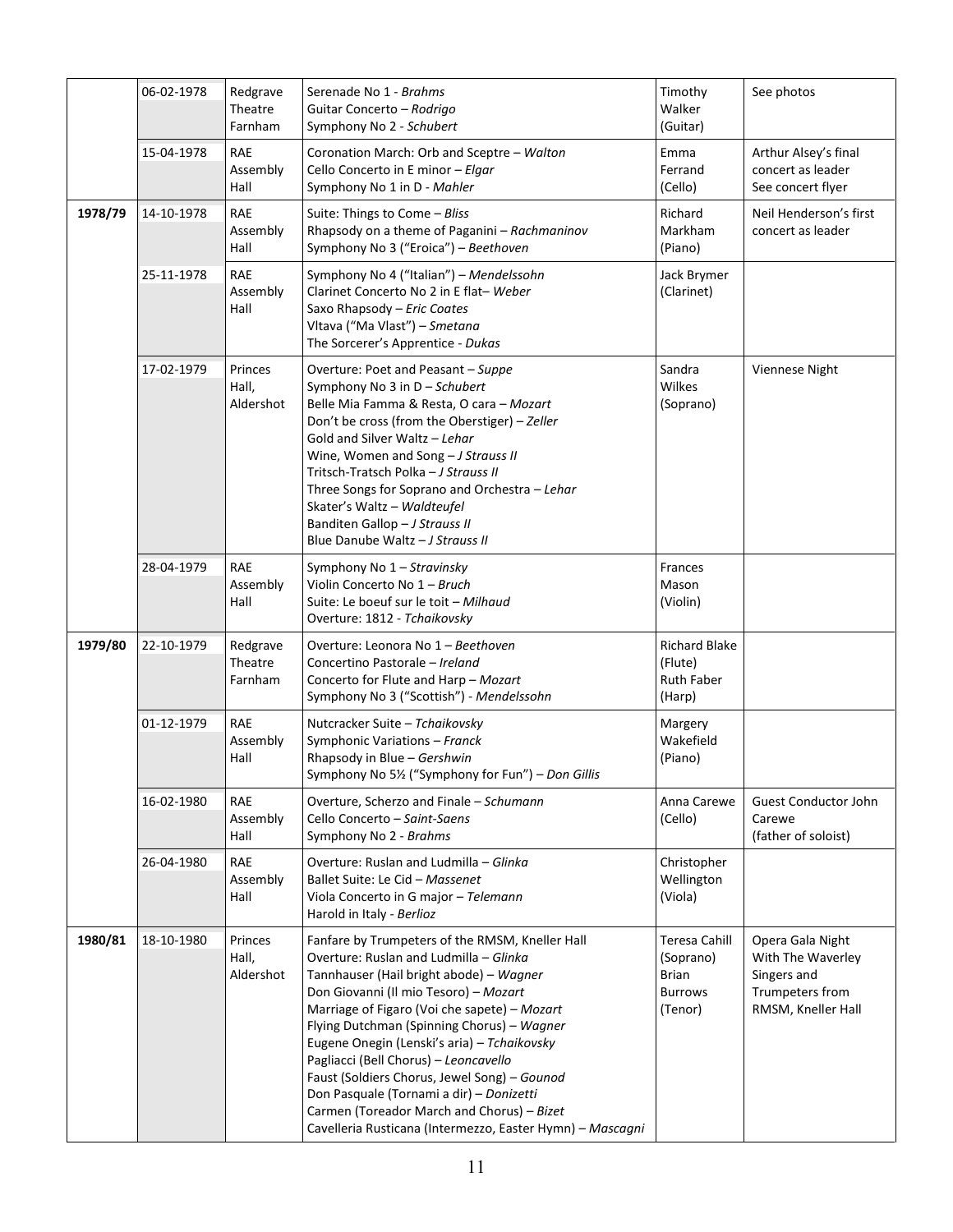| | | | | | |
|---|---|---|---|---|---|
| | 06-02-1978 | Redgrave Theatre Farnham | Serenade No 1 - *Brahms*<br>Guitar Concerto – *Rodrigo*<br>Symphony No 2 - *Schubert* | Timothy Walker (Guitar) | See photos |
| | 15-04-1978 | RAE Assembly Hall | Coronation March: Orb and Sceptre – *Walton*<br>Cello Concerto in E minor – *Elgar*<br>Symphony No 1 in D - *Mahler* | Emma Ferrand (Cello) | Arthur Alsey's final concert as leader<br>See concert flyer |
| **1978/79** | 14-10-1978 | RAE Assembly Hall | Suite: Things to Come – *Bliss*<br>Rhapsody on a theme of Paganini – *Rachmaninov*<br>Symphony No 3 ("Eroica") – *Beethoven* | Richard Markham (Piano) | Neil Henderson's first concert as leader |
| | 25-11-1978 | RAE Assembly Hall | Symphony No 4 ("Italian") – *Mendelssohn*<br>Clarinet Concerto No 2 in E flat– *Weber*<br>Saxo Rhapsody – *Eric Coates*<br>Vltava ("Ma Vlast") – *Smetana*<br>The Sorcerer's Apprentice - *Dukas* | Jack Brymer (Clarinet) | |
| | 17-02-1979 | Princes Hall, Aldershot | Overture: Poet and Peasant – *Suppe*<br>Symphony No 3 in D – *Schubert*<br>Belle Mia Famma & Resta, O cara – *Mozart*<br>Don't be cross (from the Oberstiger) – *Zeller*<br>Gold and Silver Waltz – *Lehar*<br>Wine, Women and Song – *J Strauss II*<br>Tritsch-Tratsch Polka – *J Strauss II*<br>Three Songs for Soprano and Orchestra – *Lehar*<br>Skater's Waltz – *Waldteufel*<br>Banditen Gallop – *J Strauss II*<br>Blue Danube Waltz – *J Strauss II* | Sandra Wilkes (Soprano) | Viennese Night |
| | 28-04-1979 | RAE Assembly Hall | Symphony No 1 – *Stravinsky*<br>Violin Concerto No 1 – *Bruch*<br>Suite: Le boeuf sur le toit – *Milhaud*<br>Overture: 1812 - *Tchaikovsky* | Frances Mason (Violin) | |
| **1979/80** | 22-10-1979 | Redgrave Theatre Farnham | Overture: Leonora No 1 – *Beethoven*<br>Concertino Pastorale – *Ireland*<br>Concerto for Flute and Harp – *Mozart*<br>Symphony No 3 ("Scottish") - *Mendelssohn* | Richard Blake (Flute)<br>Ruth Faber (Harp) | |
| | 01-12-1979 | RAE Assembly Hall | Nutcracker Suite – *Tchaikovsky*<br>Symphonic Variations – *Franck*<br>Rhapsody in Blue – *Gershwin*<br>Symphony No 5½ ("Symphony for Fun") – *Don Gillis* | Margery Wakefield (Piano) | |
| | 16-02-1980 | RAE Assembly Hall | Overture, Scherzo and Finale – *Schumann*<br>Cello Concerto – *Saint-Saens*<br>Symphony No 2 - *Brahms* | Anna Carewe (Cello) | Guest Conductor John Carewe (father of soloist) |
| | 26-04-1980 | RAE Assembly Hall | Overture: Ruslan and Ludmilla – *Glinka*<br>Ballet Suite: Le Cid – *Massenet*<br>Viola Concerto in G major – *Telemann*<br>Harold in Italy - *Berlioz* | Christopher Wellington (Viola) | |
| **1980/81** | 18-10-1980 | Princes Hall, Aldershot | Fanfare by Trumpeters of the RMSM, Kneller Hall<br>Overture: Ruslan and Ludmilla – *Glinka*<br>Tannhauser (Hail bright abode) – *Wagner*<br>Don Giovanni (Il mio Tesoro) – *Mozart*<br>Marriage of Figaro (Voi che sapete) – *Mozart*<br>Flying Dutchman (Spinning Chorus) – *Wagner*<br>Eugene Onegin (Lenski's aria) – *Tchaikovsky*<br>Pagliacci (Bell Chorus) – *Leoncavello*<br>Faust (Soldiers Chorus, Jewel Song) – *Gounod*<br>Don Pasquale (Tornami a dir) – *Donizetti*<br>Carmen (Toreador March and Chorus) – *Bizet*<br>Cavelleria Rusticana (Intermezzo, Easter Hymn) – *Mascagni* | Teresa Cahill (Soprano)<br>Brian Burrows (Tenor) | Opera Gala Night With The Waverley Singers and Trumpeters from RMSM, Kneller Hall |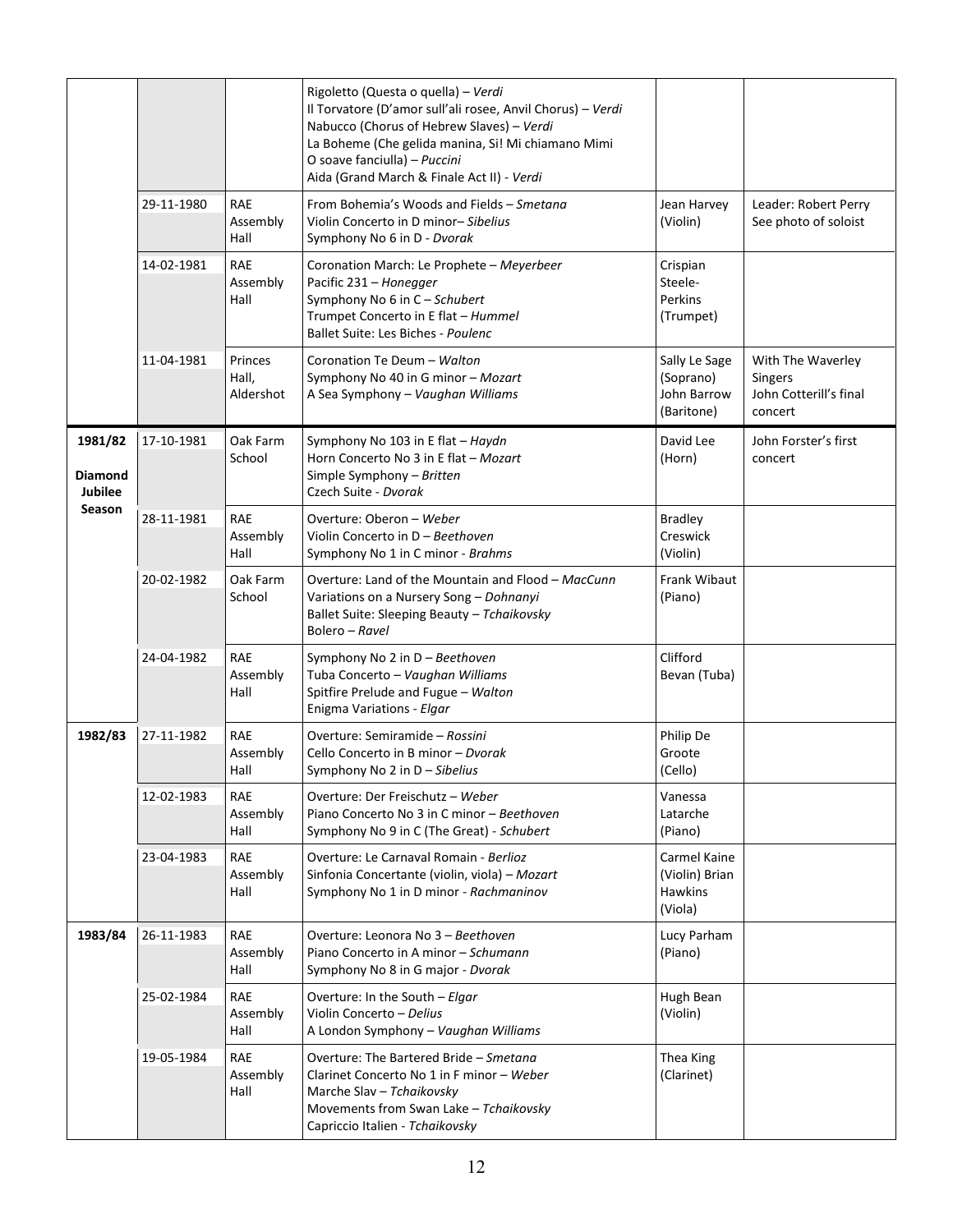| | | | | | |
|---|---|---|---|---|---|
| | | | Rigoletto (Questa o quella) – *Verdi*<br>Il Torvatore (D'amor sull'ali rosee, Anvil Chorus) – *Verdi*<br>Nabucco (Chorus of Hebrew Slaves) – *Verdi*<br>La Boheme (Che gelida manina, Si! Mi chiamano Mimi O soave fanciulla) – *Puccini*<br>Aida (Grand March & Finale Act II) - *Verdi* | | |
| | 29-11-1980 | RAE Assembly Hall | From Bohemia's Woods and Fields – *Smetana*<br>Violin Concerto in D minor– *Sibelius*<br>Symphony No 6 in D - *Dvorak* | Jean Harvey (Violin) | Leader: Robert Perry<br>See photo of soloist |
| | 14-02-1981 | RAE Assembly Hall | Coronation March: Le Prophete – *Meyerbeer*<br>Pacific 231 – *Honegger*<br>Symphony No 6 in C – *Schubert*<br>Trumpet Concerto in E flat – *Hummel*<br>Ballet Suite: Les Biches - *Poulenc* | Crispian Steele-Perkins (Trumpet) | |
| | 11-04-1981 | Princes Hall, Aldershot | Coronation Te Deum – *Walton*<br>Symphony No 40 in G minor – *Mozart*<br>A Sea Symphony – *Vaughan Williams* | Sally Le Sage (Soprano) John Barrow (Baritone) | With The Waverley Singers John Cotterill's final concert |
| **1981/82 Diamond Jubilee Season** | 17-10-1981 | Oak Farm School | Symphony No 103 in E flat – *Haydn*<br>Horn Concerto No 3 in E flat – *Mozart*<br>Simple Symphony – *Britten*<br>Czech Suite - *Dvorak* | David Lee (Horn) | John Forster's first concert |
| | 28-11-1981 | RAE Assembly Hall | Overture: Oberon – *Weber*<br>Violin Concerto in D – *Beethoven*<br>Symphony No 1 in C minor - *Brahms* | Bradley Creswick (Violin) | |
| | 20-02-1982 | Oak Farm School | Overture: Land of the Mountain and Flood – *MacCunn*<br>Variations on a Nursery Song – *Dohnanyi*<br>Ballet Suite: Sleeping Beauty – *Tchaikovsky*<br>Bolero – *Ravel* | Frank Wibaut (Piano) | |
| | 24-04-1982 | RAE Assembly Hall | Symphony No 2 in D – *Beethoven*<br>Tuba Concerto – *Vaughan Williams*<br>Spitfire Prelude and Fugue – *Walton*<br>Enigma Variations - *Elgar* | Clifford Bevan (Tuba) | |
| **1982/83** | 27-11-1982 | RAE Assembly Hall | Overture: Semiramide – *Rossini*<br>Cello Concerto in B minor – *Dvorak*<br>Symphony No 2 in D – *Sibelius* | Philip De Groote (Cello) | |
| | 12-02-1983 | RAE Assembly Hall | Overture: Der Freischutz – *Weber*<br>Piano Concerto No 3 in C minor – *Beethoven*<br>Symphony No 9 in C (The Great) - *Schubert* | Vanessa Latarche (Piano) | |
| | 23-04-1983 | RAE Assembly Hall | Overture: Le Carnaval Romain - *Berlioz*<br>Sinfonia Concertante (violin, viola) – *Mozart*<br>Symphony No 1 in D minor - *Rachmaninov* | Carmel Kaine (Violin) Brian Hawkins (Viola) | |
| **1983/84** | 26-11-1983 | RAE Assembly Hall | Overture: Leonora No 3 – *Beethoven*<br>Piano Concerto in A minor – *Schumann*<br>Symphony No 8 in G major - *Dvorak* | Lucy Parham (Piano) | |
| | 25-02-1984 | RAE Assembly Hall | Overture: In the South – *Elgar*<br>Violin Concerto – *Delius*<br>A London Symphony – *Vaughan Williams* | Hugh Bean (Violin) | |
| | 19-05-1984 | RAE Assembly Hall | Overture: The Bartered Bride – *Smetana*<br>Clarinet Concerto No 1 in F minor – *Weber*<br>Marche Slav – *Tchaikovsky*<br>Movements from Swan Lake – *Tchaikovsky*<br>Capriccio Italien - *Tchaikovsky* | Thea King (Clarinet) | |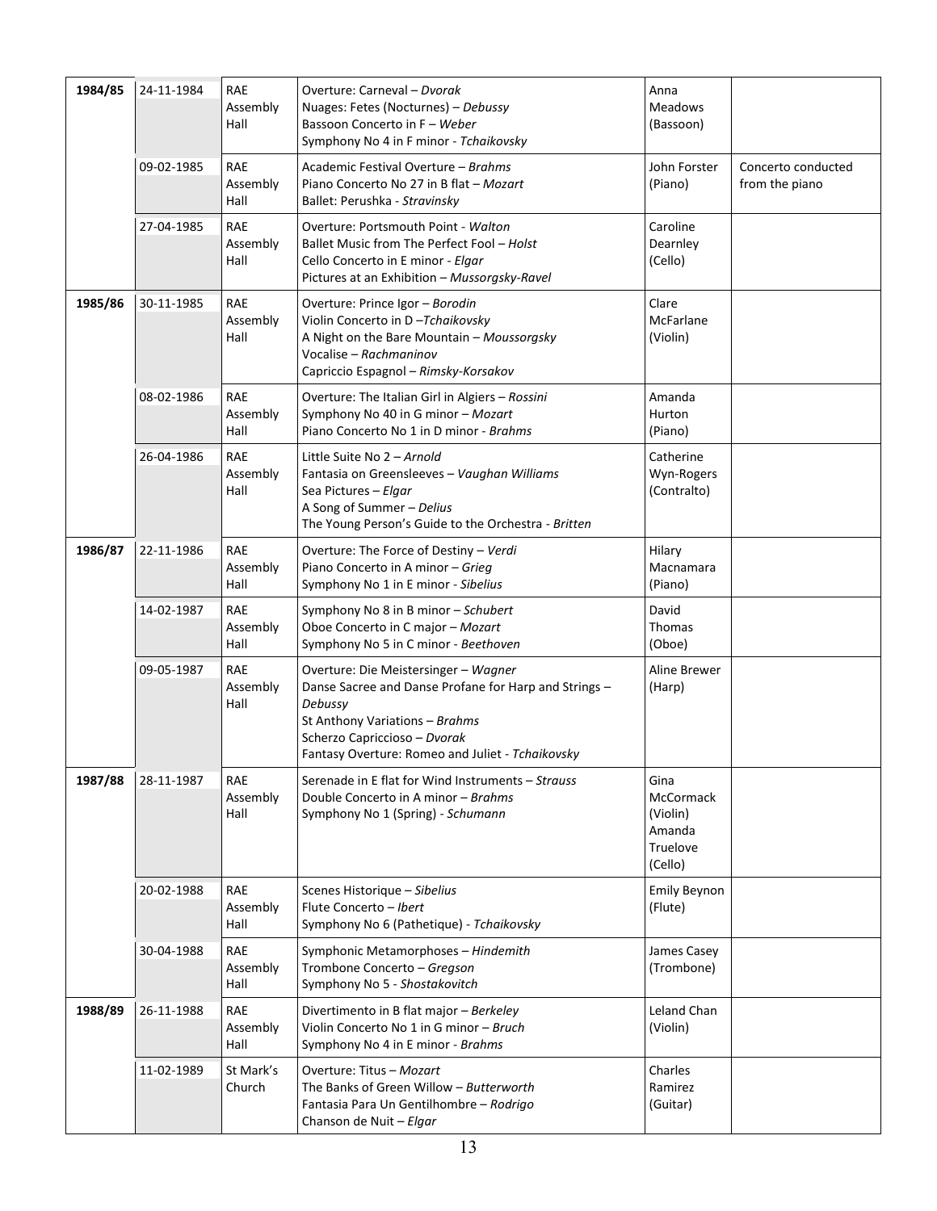| 1984/85 | 24-11-1984 | RAE Assembly Hall | Overture: Carneval – *Dvorak*<br>Nuages: Fetes (Nocturnes) – *Debussy*<br>Bassoon Concerto in F – *Weber*<br>Symphony No 4 in F minor - *Tchaikovsky* | Anna Meadows (Bassoon) | |
|---|---|---|---|---|---|
| | 09-02-1985 | RAE Assembly Hall | Academic Festival Overture – *Brahms*<br>Piano Concerto No 27 in B flat – *Mozart*<br>Ballet: Perushka - *Stravinsky* | John Forster (Piano) | Concerto conducted from the piano |
| | 27-04-1985 | RAE Assembly Hall | Overture: Portsmouth Point - *Walton*<br>Ballet Music from The Perfect Fool – *Holst*<br>Cello Concerto in E minor - *Elgar*<br>Pictures at an Exhibition – *Mussorgsky-Ravel* | Caroline Dearnley (Cello) | |
| 1985/86 | 30-11-1985 | RAE Assembly Hall | Overture: Prince Igor – *Borodin*<br>Violin Concerto in D –*Tchaikovsky*<br>A Night on the Bare Mountain – *Moussorgsky*<br>Vocalise – *Rachmaninov*<br>Capriccio Espagnol – *Rimsky-Korsakov* | Clare McFarlane (Violin) | |
| | 08-02-1986 | RAE Assembly Hall | Overture: The Italian Girl in Algiers – *Rossini*<br>Symphony No 40 in G minor – *Mozart*<br>Piano Concerto No 1 in D minor - *Brahms* | Amanda Hurton (Piano) | |
| | 26-04-1986 | RAE Assembly Hall | Little Suite No 2 – *Arnold*<br>Fantasia on Greensleeves – *Vaughan Williams*<br>Sea Pictures – *Elgar*<br>A Song of Summer – *Delius*<br>The Young Person's Guide to the Orchestra - *Britten* | Catherine Wyn-Rogers (Contralto) | |
| 1986/87 | 22-11-1986 | RAE Assembly Hall | Overture: The Force of Destiny – *Verdi*<br>Piano Concerto in A minor – *Grieg*<br>Symphony No 1 in E minor - *Sibelius* | Hilary Macnamara (Piano) | |
| | 14-02-1987 | RAE Assembly Hall | Symphony No 8 in B minor – *Schubert*<br>Oboe Concerto in C major – *Mozart*<br>Symphony No 5 in C minor - *Beethoven* | David Thomas (Oboe) | |
| | 09-05-1987 | RAE Assembly Hall | Overture: Die Meistersinger – *Wagner*<br>Danse Sacree and Danse Profane for Harp and Strings – *Debussy*<br>St Anthony Variations – *Brahms*<br>Scherzo Capriccioso – *Dvorak*<br>Fantasy Overture: Romeo and Juliet - *Tchaikovsky* | Aline Brewer (Harp) | |
| 1987/88 | 28-11-1987 | RAE Assembly Hall | Serenade in E flat for Wind Instruments – *Strauss*<br>Double Concerto in A minor – *Brahms*<br>Symphony No 1 (Spring) - *Schumann* | Gina McCormack (Violin)<br>Amanda Truelove (Cello) | |
| | 20-02-1988 | RAE Assembly Hall | Scenes Historique – *Sibelius*<br>Flute Concerto – *Ibert*<br>Symphony No 6 (Pathetique) - *Tchaikovsky* | Emily Beynon (Flute) | |
| | 30-04-1988 | RAE Assembly Hall | Symphonic Metamorphoses – *Hindemith*<br>Trombone Concerto – *Gregson*<br>Symphony No 5 - *Shostakovitch* | James Casey (Trombone) | |
| 1988/89 | 26-11-1988 | RAE Assembly Hall | Divertimento in B flat major – *Berkeley*<br>Violin Concerto No 1 in G minor – *Bruch*<br>Symphony No 4 in E minor - *Brahms* | Leland Chan (Violin) | |
| | 11-02-1989 | St Mark's Church | Overture: Titus – *Mozart*<br>The Banks of Green Willow – *Butterworth*<br>Fantasia Para Un Gentilhombre – *Rodrigo*<br>Chanson de Nuit – *Elgar* | Charles Ramirez (Guitar) | |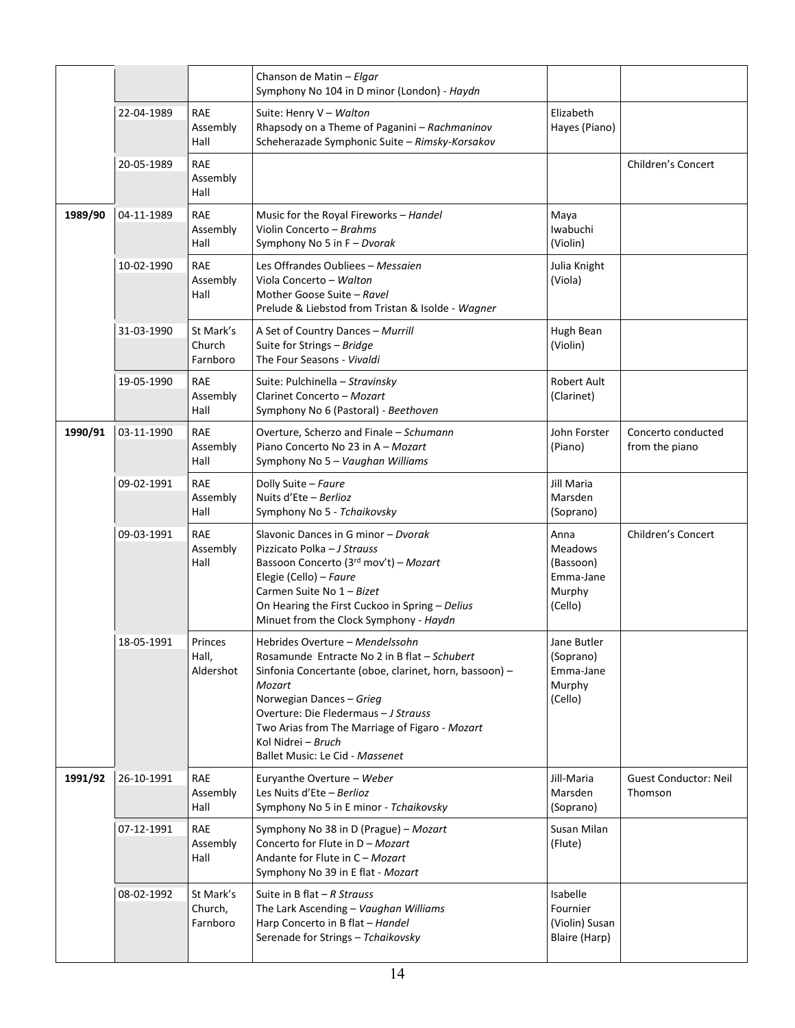|  |  |  |  |  |  |
|---|---|---|---|---|---|
|  |  |  | Chanson de Matin – *Elgar*<br>Symphony No 104 in D minor (London) - *Haydn* |  |  |
|  | 22-04-1989 | RAE Assembly Hall | Suite: Henry V – *Walton*<br>Rhapsody on a Theme of Paganini – *Rachmaninov*<br>Scheherazade Symphonic Suite – *Rimsky-Korsakov* | Elizabeth Hayes (Piano) |  |
|  | 20-05-1989 | RAE Assembly Hall |  |  | Children's Concert |
| **1989/90** | 04-11-1989 | RAE Assembly Hall | Music for the Royal Fireworks – *Handel*<br>Violin Concerto – *Brahms*<br>Symphony No 5 in F – *Dvorak* | Maya Iwabuchi (Violin) |  |
|  | 10-02-1990 | RAE Assembly Hall | Les Offrandes Oubliees – *Messaien*<br>Viola Concerto – *Walton*<br>Mother Goose Suite – *Ravel*<br>Prelude & Liebstod from Tristan & Isolde - *Wagner* | Julia Knight (Viola) |  |
|  | 31-03-1990 | St Mark's Church Farnboro | A Set of Country Dances – *Murrill*<br>Suite for Strings – *Bridge*<br>The Four Seasons - *Vivaldi* | Hugh Bean (Violin) |  |
|  | 19-05-1990 | RAE Assembly Hall | Suite: Pulchinella – *Stravinsky*<br>Clarinet Concerto – *Mozart*<br>Symphony No 6 (Pastoral) - *Beethoven* | Robert Ault (Clarinet) |  |
| **1990/91** | 03-11-1990 | RAE Assembly Hall | Overture, Scherzo and Finale – *Schumann*<br>Piano Concerto No 23 in A – *Mozart*<br>Symphony No 5 – *Vaughan Williams* | John Forster (Piano) | Concerto conducted from the piano |
|  | 09-02-1991 | RAE Assembly Hall | Dolly Suite – *Faure*<br>Nuits d'Ete – *Berlioz*<br>Symphony No 5 - *Tchaikovsky* | Jill Maria Marsden (Soprano) |  |
|  | 09-03-1991 | RAE Assembly Hall | Slavonic Dances in G minor – *Dvorak*<br>Pizzicato Polka – *J Strauss*<br>Bassoon Concerto (3rd mov't) – *Mozart*<br>Elegie (Cello) – *Faure*<br>Carmen Suite No 1 – *Bizet*<br>On Hearing the First Cuckoo in Spring – *Delius*<br>Minuet from the Clock Symphony - *Haydn* | Anna Meadows (Bassoon) Emma-Jane Murphy (Cello) | Children's Concert |
|  | 18-05-1991 | Princes Hall, Aldershot | Hebrides Overture – *Mendelssohn*<br>Rosamunde Entracte No 2 in B flat – *Schubert*<br>Sinfonia Concertante (oboe, clarinet, horn, bassoon) – *Mozart*<br>Norwegian Dances – *Grieg*<br>Overture: Die Fledermaus – *J Strauss*<br>Two Arias from The Marriage of Figaro - *Mozart*<br>Kol Nidrei – *Bruch*<br>Ballet Music: Le Cid - *Massenet* | Jane Butler (Soprano) Emma-Jane Murphy (Cello) |  |
| **1991/92** | 26-10-1991 | RAE Assembly Hall | Euryanthe Overture – *Weber*<br>Les Nuits d'Ete – *Berlioz*<br>Symphony No 5 in E minor - *Tchaikovsky* | Jill-Maria Marsden (Soprano) | Guest Conductor: Neil Thomson |
|  | 07-12-1991 | RAE Assembly Hall | Symphony No 38 in D (Prague) – *Mozart*<br>Concerto for Flute in D – *Mozart*<br>Andante for Flute in C – *Mozart*<br>Symphony No 39 in E flat - *Mozart* | Susan Milan (Flute) |  |
|  | 08-02-1992 | St Mark's Church, Farnboro | Suite in B flat – *R Strauss*<br>The Lark Ascending – *Vaughan Williams*<br>Harp Concerto in B flat – *Handel*<br>Serenade for Strings – *Tchaikovsky* | Isabelle Fournier (Violin) Susan Blaire (Harp) |  |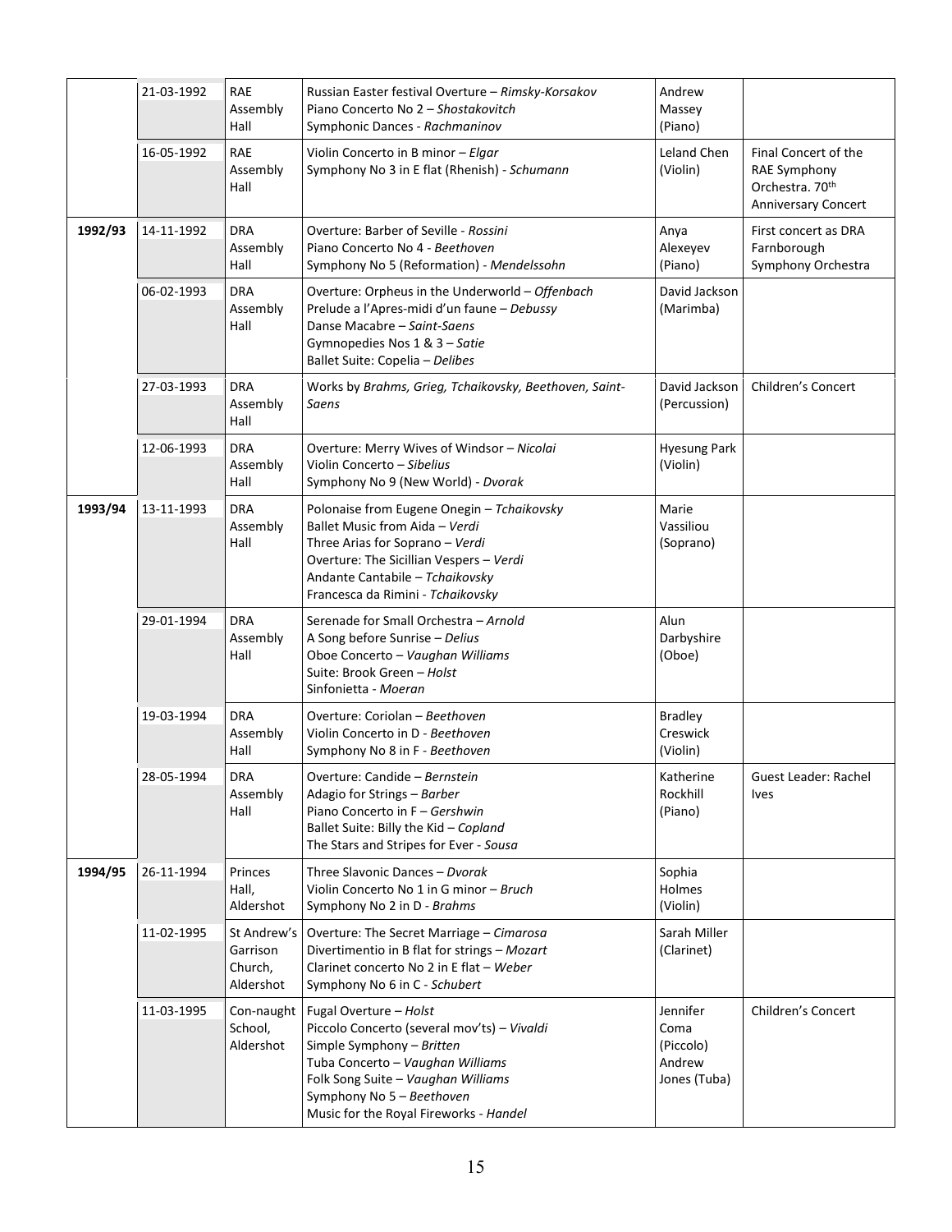| | | | | | |
|---|---|---|---|---|---|
| | 21-03-1992 | RAE Assembly Hall | Russian Easter festival Overture – *Rimsky-Korsakov*<br>Piano Concerto No 2 – *Shostakovitch*<br>Symphonic Dances - *Rachmaninov* | Andrew Massey (Piano) | |
| | 16-05-1992 | RAE Assembly Hall | Violin Concerto in B minor – *Elgar*<br>Symphony No 3 in E flat (Rhenish) - *Schumann* | Leland Chen (Violin) | Final Concert of the RAE Symphony Orchestra. 70th Anniversary Concert |
| **1992/93** | 14-11-1992 | DRA Assembly Hall | Overture: Barber of Seville - *Rossini*<br>Piano Concerto No 4 - *Beethoven*<br>Symphony No 5 (Reformation) - *Mendelssohn* | Anya Alexeyev (Piano) | First concert as DRA Farnborough Symphony Orchestra |
| | 06-02-1993 | DRA Assembly Hall | Overture: Orpheus in the Underworld – *Offenbach*<br>Prelude a l'Apres-midi d'un faune – *Debussy*<br>Danse Macabre – *Saint-Saens*<br>Gymnopedies Nos 1 & 3 – *Satie*<br>Ballet Suite: Copelia – *Delibes* | David Jackson (Marimba) | |
| | 27-03-1993 | DRA Assembly Hall | Works by *Brahms, Grieg, Tchaikovsky, Beethoven, Saint-Saens* | David Jackson (Percussion) | Children's Concert |
| | 12-06-1993 | DRA Assembly Hall | Overture: Merry Wives of Windsor – *Nicolai*<br>Violin Concerto – *Sibelius*<br>Symphony No 9 (New World) - *Dvorak* | Hyesung Park (Violin) | |
| **1993/94** | 13-11-1993 | DRA Assembly Hall | Polonaise from Eugene Onegin – *Tchaikovsky*<br>Ballet Music from Aida – *Verdi*<br>Three Arias for Soprano – *Verdi*<br>Overture: The Sicillian Vespers – *Verdi*<br>Andante Cantabile – *Tchaikovsky*<br>Francesca da Rimini - *Tchaikovsky* | Marie Vassiliou (Soprano) | |
| | 29-01-1994 | DRA Assembly Hall | Serenade for Small Orchestra – *Arnold*<br>A Song before Sunrise – *Delius*<br>Oboe Concerto – *Vaughan Williams*<br>Suite: Brook Green – *Holst*<br>Sinfonietta - *Moeran* | Alun Darbyshire (Oboe) | |
| | 19-03-1994 | DRA Assembly Hall | Overture: Coriolan – *Beethoven*<br>Violin Concerto in D - *Beethoven*<br>Symphony No 8 in F - *Beethoven* | Bradley Creswick (Violin) | |
| | 28-05-1994 | DRA Assembly Hall | Overture: Candide – *Bernstein*<br>Adagio for Strings – *Barber*<br>Piano Concerto in F – *Gershwin*<br>Ballet Suite: Billy the Kid – *Copland*<br>The Stars and Stripes for Ever - *Sousa* | Katherine Rockhill (Piano) | Guest Leader: Rachel Ives |
| **1994/95** | 26-11-1994 | Princes Hall, Aldershot | Three Slavonic Dances – *Dvorak*<br>Violin Concerto No 1 in G minor – *Bruch*<br>Symphony No 2 in D - *Brahms* | Sophia Holmes (Violin) | |
| | 11-02-1995 | St Andrew's Garrison Church, Aldershot | Overture: The Secret Marriage – *Cimarosa*<br>Divertimentio in B flat for strings – *Mozart*<br>Clarinet concerto No 2 in E flat – *Weber*<br>Symphony No 6 in C - *Schubert* | Sarah Miller (Clarinet) | |
| | 11-03-1995 | Con-naught School, Aldershot | Fugal Overture – *Holst*<br>Piccolo Concerto (several mov'ts) – *Vivaldi*<br>Simple Symphony – *Britten*<br>Tuba Concerto – *Vaughan Williams*<br>Folk Song Suite – *Vaughan Williams*<br>Symphony No 5 – *Beethoven*<br>Music for the Royal Fireworks - *Handel* | Jennifer Coma (Piccolo)<br>Andrew Jones (Tuba) | Children's Concert |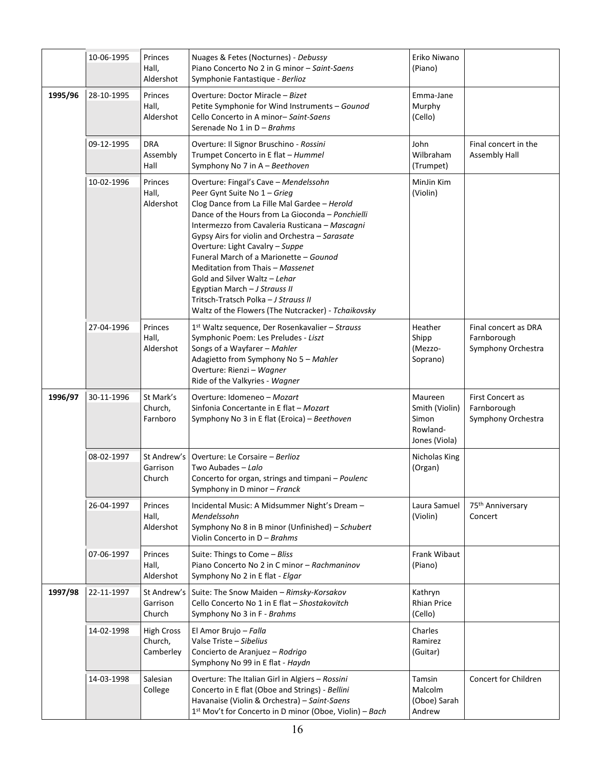| | | | | | |
|---|---|---|---|---|---|
| | 10-06-1995 | Princes Hall, Aldershot | Nuages & Fetes (Nocturnes) - *Debussy*<br>Piano Concerto No 2 in G minor – *Saint-Saens*<br>Symphonie Fantastique - *Berlioz* | Eriko Niwano (Piano) | |
| **1995/96** | 28-10-1995 | Princes Hall, Aldershot | Overture: Doctor Miracle – *Bizet*<br>Petite Symphonie for Wind Instruments – *Gounod*<br>Cello Concerto in A minor– *Saint-Saens*<br>Serenade No 1 in D – *Brahms* | Emma-Jane Murphy (Cello) | |
| | 09-12-1995 | DRA Assembly Hall | Overture: Il Signor Bruschino - *Rossini*<br>Trumpet Concerto in E flat – *Hummel*<br>Symphony No 7 in A – *Beethoven* | John Wilbraham (Trumpet) | Final concert in the Assembly Hall |
| | 10-02-1996 | Princes Hall, Aldershot | Overture: Fingal's Cave – *Mendelssohn*<br>Peer Gynt Suite No 1 – *Grieg*<br>Clog Dance from La Fille Mal Gardee – *Herold*<br>Dance of the Hours from La Gioconda – *Ponchielli*<br>Intermezzo from Cavaleria Rusticana – *Mascagni*<br>Gypsy Airs for violin and Orchestra – *Sarasate*<br>Overture: Light Cavalry – *Suppe*<br>Funeral March of a Marionette – *Gounod*<br>Meditation from Thais – *Massenet*<br>Gold and Silver Waltz – *Lehar*<br>Egyptian March – *J Strauss II*<br>Tritsch-Tratsch Polka – *J Strauss II*<br>Waltz of the Flowers (The Nutcracker) - *Tchaikovsky* | MinJin Kim (Violin) | |
| | 27-04-1996 | Princes Hall, Aldershot | 1st Waltz sequence, Der Rosenkavalier – *Strauss*<br>Symphonic Poem: Les Preludes - *Liszt*<br>Songs of a Wayfarer – *Mahler*<br>Adagietto from Symphony No 5 – *Mahler*<br>Overture: Rienzi – *Wagner*<br>Ride of the Valkyries - *Wagner* | Heather Shipp (Mezzo-Soprano) | Final concert as DRA Farnborough Symphony Orchestra |
| **1996/97** | 30-11-1996 | St Mark's Church, Farnboro | Overture: Idomeneo – *Mozart*<br>Sinfonia Concertante in E flat – *Mozart*<br>Symphony No 3 in E flat (Eroica) – *Beethoven* | Maureen Smith (Violin) Simon Rowland-Jones (Viola) | First Concert as Farnborough Symphony Orchestra |
| | 08-02-1997 | St Andrew's Garrison Church | Overture: Le Corsaire – *Berlioz*<br>Two Aubades – *Lalo*<br>Concerto for organ, strings and timpani – *Poulenc*<br>Symphony in D minor – *Franck* | Nicholas King (Organ) | |
| | 26-04-1997 | Princes Hall, Aldershot | Incidental Music: A Midsummer Night's Dream – *Mendelssohn*<br>Symphony No 8 in B minor (Unfinished) – *Schubert*<br>Violin Concerto in D – *Brahms* | Laura Samuel (Violin) | 75th Anniversary Concert |
| | 07-06-1997 | Princes Hall, Aldershot | Suite: Things to Come – *Bliss*<br>Piano Concerto No 2 in C minor – *Rachmaninov*<br>Symphony No 2 in E flat - *Elgar* | Frank Wibaut (Piano) | |
| **1997/98** | 22-11-1997 | St Andrew's Garrison Church | Suite: The Snow Maiden – *Rimsky-Korsakov*<br>Cello Concerto No 1 in E flat – *Shostakovitch*<br>Symphony No 3 in F - *Brahms* | Kathryn Rhian Price (Cello) | |
| | 14-02-1998 | High Cross Church, Camberley | El Amor Brujo – *Falla*<br>Valse Triste – *Sibelius*<br>Concierto de Aranjuez – *Rodrigo*<br>Symphony No 99 in E flat - *Haydn* | Charles Ramirez (Guitar) | |
| | 14-03-1998 | Salesian College | Overture: The Italian Girl in Algiers – *Rossini*<br>Concerto in E flat (Oboe and Strings) - *Bellini*<br>Havanaise (Violin & Orchestra) – *Saint-Saens*<br>1st Mov't for Concerto in D minor (Oboe, Violin) – *Bach* | Tamsin Malcolm (Oboe) Sarah Andrew | Concert for Children |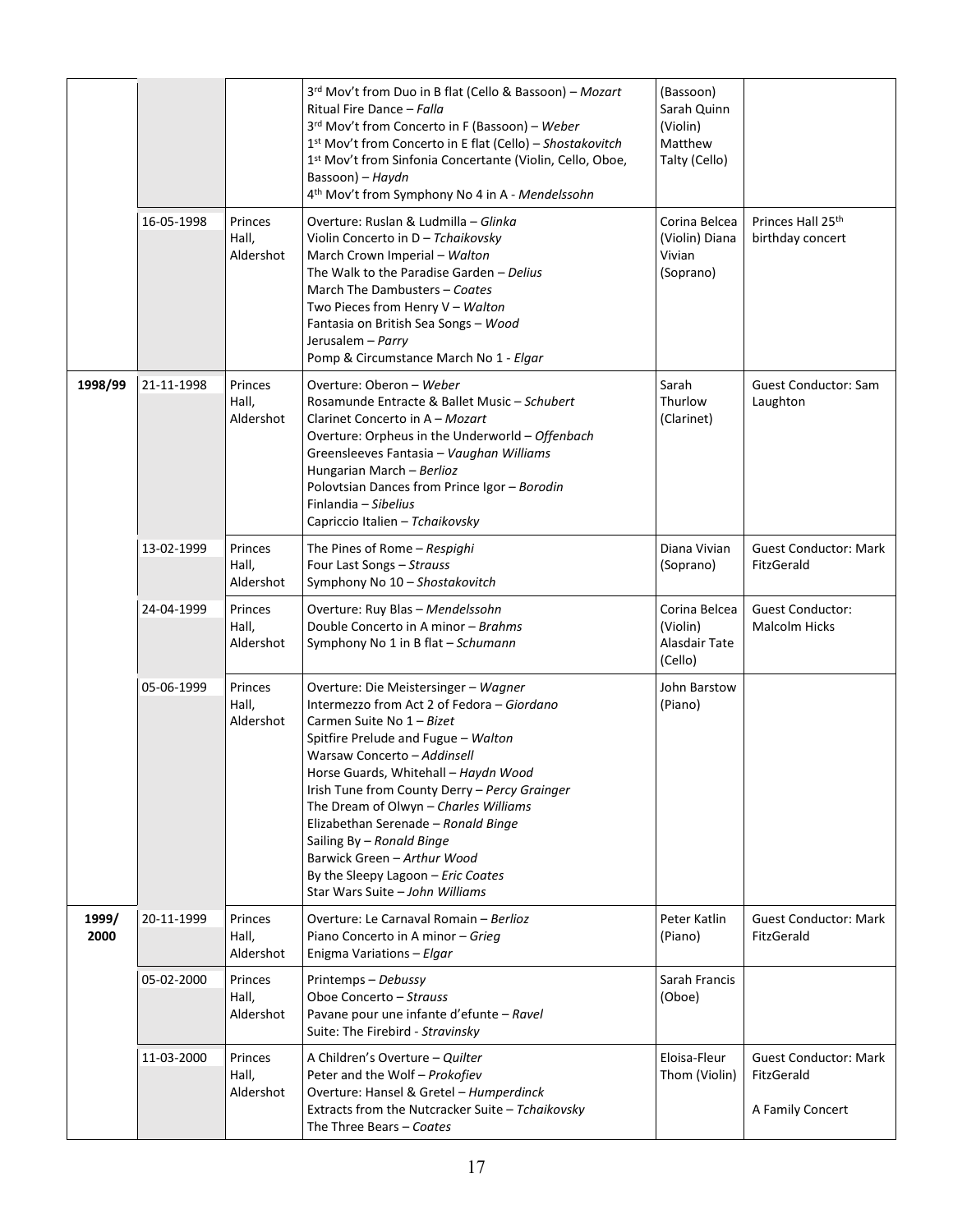| | | | | | |
|---|---|---|---|---|---|
| | | | 3rd Mov't from Duo in B flat (Cello & Bassoon) – *Mozart*<br>Ritual Fire Dance – *Falla*<br>3rd Mov't from Concerto in F (Bassoon) – *Weber*<br>1st Mov't from Concerto in E flat (Cello) – *Shostakovitch*<br>1st Mov't from Sinfonia Concertante (Violin, Cello, Oboe, Bassoon) – *Haydn*<br>4th Mov't from Symphony No 4 in A - *Mendelssohn* | (Bassoon) Sarah Quinn (Violin) Matthew Talty (Cello) | |
| | 16-05-1998 | Princes Hall, Aldershot | Overture: Ruslan & Ludmilla – *Glinka*<br>Violin Concerto in D – *Tchaikovsky*<br>March Crown Imperial – *Walton*<br>The Walk to the Paradise Garden – *Delius*<br>March The Dambusters – *Coates*<br>Two Pieces from Henry V – *Walton*<br>Fantasia on British Sea Songs – *Wood*<br>Jerusalem – *Parry*<br>Pomp & Circumstance March No 1 - *Elgar* | Corina Belcea (Violin) Diana Vivian (Soprano) | Princes Hall 25th birthday concert |
| **1998/99** | 21-11-1998 | Princes Hall, Aldershot | Overture: Oberon – *Weber*<br>Rosamunde Entracte & Ballet Music – *Schubert*<br>Clarinet Concerto in A – *Mozart*<br>Overture: Orpheus in the Underworld – *Offenbach*<br>Greensleeves Fantasia – *Vaughan Williams*<br>Hungarian March – *Berlioz*<br>Polovtsian Dances from Prince Igor – *Borodin*<br>Finlandia – *Sibelius*<br>Capriccio Italien – *Tchaikovsky* | Sarah Thurlow (Clarinet) | Guest Conductor: Sam Laughton |
| | 13-02-1999 | Princes Hall, Aldershot | The Pines of Rome – *Respighi*<br>Four Last Songs – *Strauss*<br>Symphony No 10 – *Shostakovitch* | Diana Vivian (Soprano) | Guest Conductor: Mark FitzGerald |
| | 24-04-1999 | Princes Hall, Aldershot | Overture: Ruy Blas – *Mendelssohn*<br>Double Concerto in A minor – *Brahms*<br>Symphony No 1 in B flat – *Schumann* | Corina Belcea (Violin) Alasdair Tate (Cello) | Guest Conductor: Malcolm Hicks |
| | 05-06-1999 | Princes Hall, Aldershot | Overture: Die Meistersinger – *Wagner*<br>Intermezzo from Act 2 of Fedora – *Giordano*<br>Carmen Suite No 1 – *Bizet*<br>Spitfire Prelude and Fugue – *Walton*<br>Warsaw Concerto – *Addinsell*<br>Horse Guards, Whitehall – *Haydn Wood*<br>Irish Tune from County Derry – *Percy Grainger*<br>The Dream of Olwyn – *Charles Williams*<br>Elizabethan Serenade – *Ronald Binge*<br>Sailing By – *Ronald Binge*<br>Barwick Green – *Arthur Wood*<br>By the Sleepy Lagoon – *Eric Coates*<br>Star Wars Suite – *John Williams* | John Barstow (Piano) | |
| **1999/ 2000** | 20-11-1999 | Princes Hall, Aldershot | Overture: Le Carnaval Romain – *Berlioz*<br>Piano Concerto in A minor – *Grieg*<br>Enigma Variations – *Elgar* | Peter Katlin (Piano) | Guest Conductor: Mark FitzGerald |
| | 05-02-2000 | Princes Hall, Aldershot | Printemps – *Debussy*<br>Oboe Concerto – *Strauss*<br>Pavane pour une infante d'efunte – *Ravel*<br>Suite: The Firebird - *Stravinsky* | Sarah Francis (Oboe) | |
| | 11-03-2000 | Princes Hall, Aldershot | A Children's Overture – *Quilter*<br>Peter and the Wolf – *Prokofiev*<br>Overture: Hansel & Gretel – *Humperdinck*<br>Extracts from the Nutcracker Suite – *Tchaikovsky*<br>The Three Bears – *Coates* | Eloisa-Fleur Thom (Violin) | Guest Conductor: Mark FitzGerald<br><br>A Family Concert |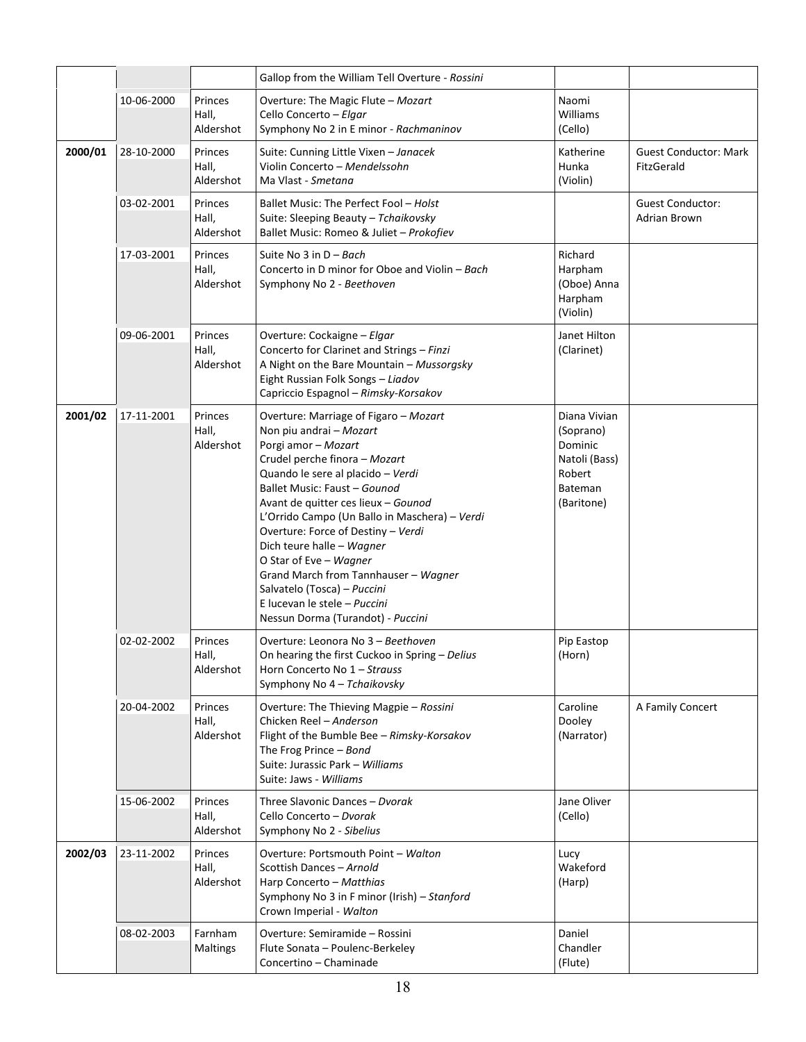| | | | | | |
|---|---|---|---|---|---|
| | | | Gallop from the William Tell Overture - *Rossini* | | |
| | 10-06-2000 | Princes Hall, Aldershot | Overture: The Magic Flute – *Mozart*<br>Cello Concerto – *Elgar*<br>Symphony No 2 in E minor - *Rachmaninov* | Naomi Williams (Cello) | |
| **2000/01** | 28-10-2000 | Princes Hall, Aldershot | Suite: Cunning Little Vixen – *Janacek*<br>Violin Concerto – *Mendelssohn*<br>Ma Vlast - *Smetana* | Katherine Hunka (Violin) | Guest Conductor: Mark FitzGerald |
| | 03-02-2001 | Princes Hall, Aldershot | Ballet Music: The Perfect Fool – *Holst*<br>Suite: Sleeping Beauty – *Tchaikovsky*<br>Ballet Music: Romeo & Juliet – *Prokofiev* | | Guest Conductor: Adrian Brown |
| | 17-03-2001 | Princes Hall, Aldershot | Suite No 3 in D – *Bach*<br>Concerto in D minor for Oboe and Violin – *Bach*<br>Symphony No 2 - *Beethoven* | Richard Harpham (Oboe) Anna Harpham (Violin) | |
| | 09-06-2001 | Princes Hall, Aldershot | Overture: Cockaigne – *Elgar*<br>Concerto for Clarinet and Strings – *Finzi*<br>A Night on the Bare Mountain – *Mussorgsky*<br>Eight Russian Folk Songs – *Liadov*<br>Capriccio Espagnol – *Rimsky-Korsakov* | Janet Hilton (Clarinet) | |
| **2001/02** | 17-11-2001 | Princes Hall, Aldershot | Overture: Marriage of Figaro – *Mozart*<br>Non piu andrai – *Mozart*<br>Porgi amor – *Mozart*<br>Crudel perche finora – *Mozart*<br>Quando le sere al placido – *Verdi*<br>Ballet Music: Faust – *Gounod*<br>Avant de quitter ces lieux – *Gounod*<br>L'Orrido Campo (Un Ballo in Maschera) – *Verdi*<br>Overture: Force of Destiny – *Verdi*<br>Dich teure halle – *Wagner*<br>O Star of Eve – *Wagner*<br>Grand March from Tannhauser – *Wagner*<br>Salvatelo (Tosca) – *Puccini*<br>E lucevan le stele – *Puccini*<br>Nessun Dorma (Turandot) - *Puccini* | Diana Vivian (Soprano) Dominic Natoli (Bass) Robert Bateman (Baritone) | |
| | 02-02-2002 | Princes Hall, Aldershot | Overture: Leonora No 3 – *Beethoven*<br>On hearing the first Cuckoo in Spring – *Delius*<br>Horn Concerto No 1 – *Strauss*<br>Symphony No 4 – *Tchaikovsky* | Pip Eastop (Horn) | |
| | 20-04-2002 | Princes Hall, Aldershot | Overture: The Thieving Magpie – *Rossini*<br>Chicken Reel – *Anderson*<br>Flight of the Bumble Bee – *Rimsky-Korsakov*<br>The Frog Prince – *Bond*<br>Suite: Jurassic Park – *Williams*<br>Suite: Jaws - *Williams* | Caroline Dooley (Narrator) | A Family Concert |
| | 15-06-2002 | Princes Hall, Aldershot | Three Slavonic Dances – *Dvorak*<br>Cello Concerto – *Dvorak*<br>Symphony No 2 - *Sibelius* | Jane Oliver (Cello) | |
| **2002/03** | 23-11-2002 | Princes Hall, Aldershot | Overture: Portsmouth Point – *Walton*<br>Scottish Dances – *Arnold*<br>Harp Concerto – *Matthias*<br>Symphony No 3 in F minor (Irish) – *Stanford*<br>Crown Imperial - *Walton* | Lucy Wakeford (Harp) | |
| | 08-02-2003 | Farnham Maltings | Overture: Semiramide – Rossini<br>Flute Sonata – Poulenc-Berkeley<br>Concertino – Chaminade | Daniel Chandler (Flute) | |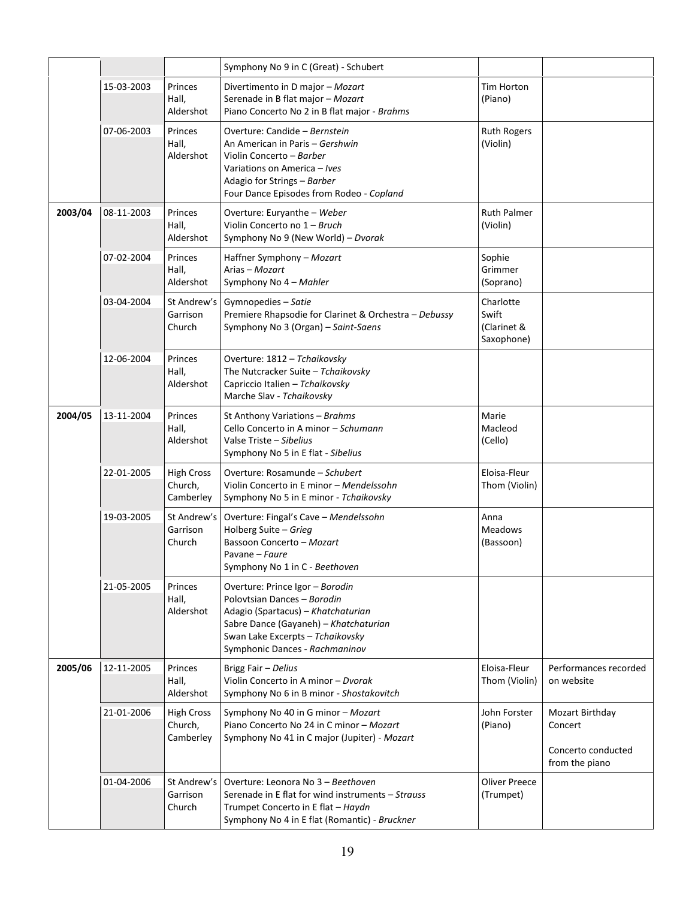| | | | | | |
|---|---|---|---|---|---|
| | | | Symphony No 9 in C (Great) - Schubert | | |
| | 15-03-2003 | Princes Hall, Aldershot | Divertimento in D major – *Mozart*<br>Serenade in B flat major – *Mozart*<br>Piano Concerto No 2 in B flat major - *Brahms* | Tim Horton (Piano) | |
| | 07-06-2003 | Princes Hall, Aldershot | Overture: Candide – *Bernstein*<br>An American in Paris – *Gershwin*<br>Violin Concerto – *Barber*<br>Variations on America – *Ives*<br>Adagio for Strings – *Barber*<br>Four Dance Episodes from Rodeo - *Copland* | Ruth Rogers (Violin) | |
| **2003/04** | 08-11-2003 | Princes Hall, Aldershot | Overture: Euryanthe – *Weber*<br>Violin Concerto no 1 – *Bruch*<br>Symphony No 9 (New World) – *Dvorak* | Ruth Palmer (Violin) | |
| | 07-02-2004 | Princes Hall, Aldershot | Haffner Symphony – *Mozart*<br>Arias – *Mozart*<br>Symphony No 4 – *Mahler* | Sophie Grimmer (Soprano) | |
| | 03-04-2004 | St Andrew's Garrison Church | Gymnopedies – *Satie*<br>Premiere Rhapsodie for Clarinet & Orchestra – *Debussy*<br>Symphony No 3 (Organ) – *Saint-Saens* | Charlotte Swift (Clarinet & Saxophone) | |
| | 12-06-2004 | Princes Hall, Aldershot | Overture: 1812 – *Tchaikovsky*<br>The Nutcracker Suite – *Tchaikovsky*<br>Capriccio Italien – *Tchaikovsky*<br>Marche Slav - *Tchaikovsky* | | |
| **2004/05** | 13-11-2004 | Princes Hall, Aldershot | St Anthony Variations – *Brahms*<br>Cello Concerto in A minor – *Schumann*<br>Valse Triste – *Sibelius*<br>Symphony No 5 in E flat - *Sibelius* | Marie Macleod (Cello) | |
| | 22-01-2005 | High Cross Church, Camberley | Overture: Rosamunde – *Schubert*<br>Violin Concerto in E minor – *Mendelssohn*<br>Symphony No 5 in E minor - *Tchaikovsky* | Eloisa-Fleur Thom (Violin) | |
| | 19-03-2005 | St Andrew's Garrison Church | Overture: Fingal's Cave – *Mendelssohn*<br>Holberg Suite – *Grieg*<br>Bassoon Concerto – *Mozart*<br>Pavane – *Faure*<br>Symphony No 1 in C - *Beethoven* | Anna Meadows (Bassoon) | |
| | 21-05-2005 | Princes Hall, Aldershot | Overture: Prince Igor – *Borodin*<br>Polovtsian Dances – *Borodin*<br>Adagio (Spartacus) – *Khatchaturian*<br>Sabre Dance (Gayaneh) – *Khatchaturian*<br>Swan Lake Excerpts – *Tchaikovsky*<br>Symphonic Dances - *Rachmaninov* | | |
| **2005/06** | 12-11-2005 | Princes Hall, Aldershot | Brigg Fair – *Delius*<br>Violin Concerto in A minor – *Dvorak*<br>Symphony No 6 in B minor - *Shostakovitch* | Eloisa-Fleur Thom (Violin) | Performances recorded on website |
| | 21-01-2006 | High Cross Church, Camberley | Symphony No 40 in G minor – *Mozart*<br>Piano Concerto No 24 in C minor – *Mozart*<br>Symphony No 41 in C major (Jupiter) - *Mozart* | John Forster (Piano) | Mozart Birthday Concert<br><br>Concerto conducted from the piano |
| | 01-04-2006 | St Andrew's Garrison Church | Overture: Leonora No 3 – *Beethoven*<br>Serenade in E flat for wind instruments – *Strauss*<br>Trumpet Concerto in E flat – *Haydn*<br>Symphony No 4 in E flat (Romantic) - *Bruckner* | Oliver Preece (Trumpet) | |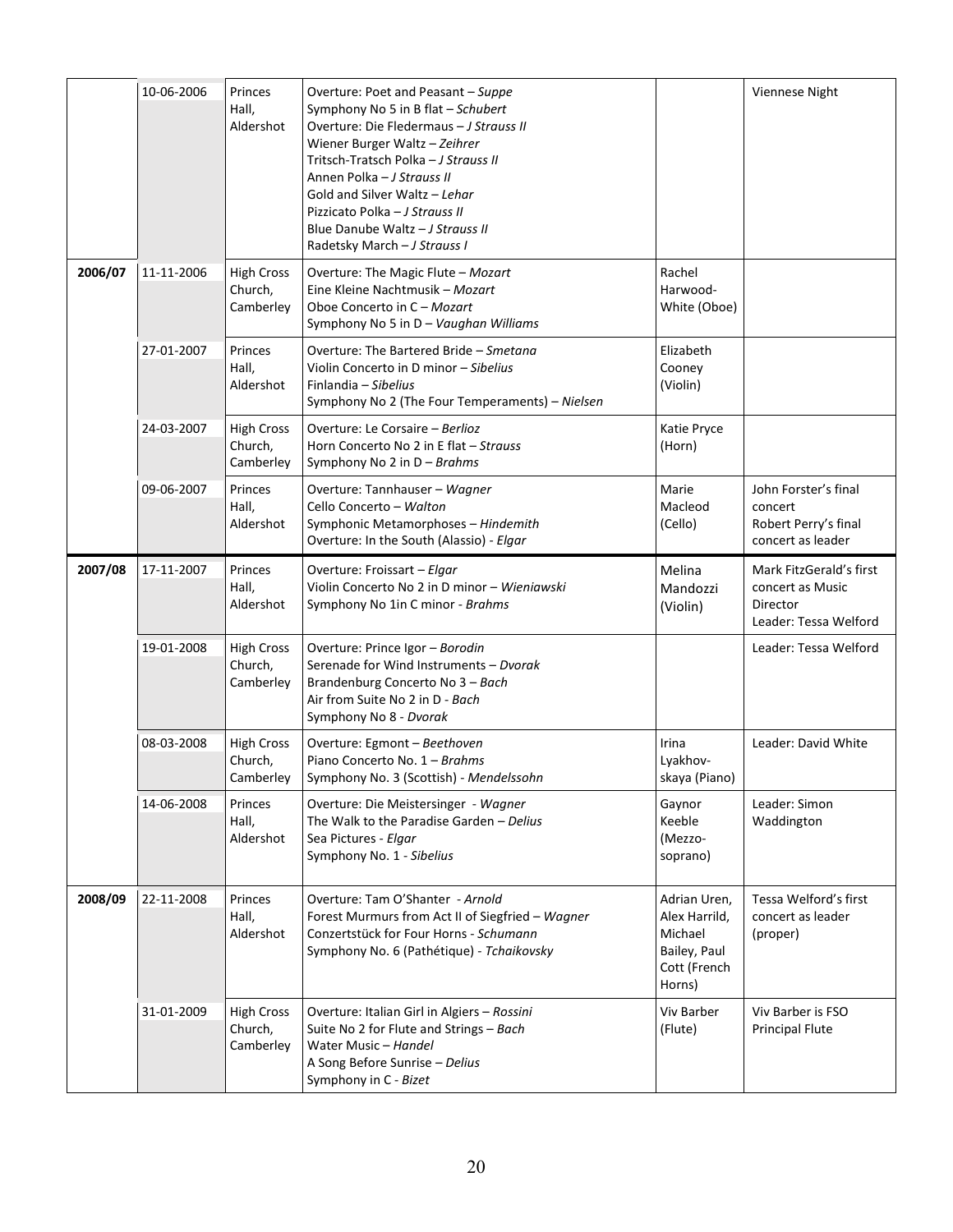| | | | | | |
|---|---|---|---|---|---|
| | 10-06-2006 | Princes Hall, Aldershot | Overture: Poet and Peasant – *Suppe*<br>Symphony No 5 in B flat – *Schubert*<br>Overture: Die Fledermaus – *J Strauss II*<br>Wiener Burger Waltz – *Zeihrer*<br>Tritsch-Tratsch Polka – *J Strauss II*<br>Annen Polka – *J Strauss II*<br>Gold and Silver Waltz – *Lehar*<br>Pizzicato Polka – *J Strauss II*<br>Blue Danube Waltz – *J Strauss II*<br>Radetsky March – *J Strauss I* | | Viennese Night |
| **2006/07** | 11-11-2006 | High Cross Church, Camberley | Overture: The Magic Flute – *Mozart*<br>Eine Kleine Nachtmusik – *Mozart*<br>Oboe Concerto in C – *Mozart*<br>Symphony No 5 in D – *Vaughan Williams* | Rachel Harwood-White (Oboe) | |
| | 27-01-2007 | Princes Hall, Aldershot | Overture: The Bartered Bride – *Smetana*<br>Violin Concerto in D minor – *Sibelius*<br>Finlandia – *Sibelius*<br>Symphony No 2 (The Four Temperaments) – *Nielsen* | Elizabeth Cooney (Violin) | |
| | 24-03-2007 | High Cross Church, Camberley | Overture: Le Corsaire – *Berlioz*<br>Horn Concerto No 2 in E flat – *Strauss*<br>Symphony No 2 in D – *Brahms* | Katie Pryce (Horn) | |
| | 09-06-2007 | Princes Hall, Aldershot | Overture: Tannhauser – *Wagner*<br>Cello Concerto – *Walton*<br>Symphonic Metamorphoses – *Hindemith*<br>Overture: In the South (Alassio) - *Elgar* | Marie Macleod (Cello) | John Forster's final concert<br>Robert Perry's final concert as leader |
| **2007/08** | 17-11-2007 | Princes Hall, Aldershot | Overture: Froissart – *Elgar*<br>Violin Concerto No 2 in D minor – *Wieniawski*<br>Symphony No 1in C minor - *Brahms* | Melina Mandozzi (Violin) | Mark FitzGerald's first concert as Music Director<br>Leader: Tessa Welford |
| | 19-01-2008 | High Cross Church, Camberley | Overture: Prince Igor – *Borodin*<br>Serenade for Wind Instruments – *Dvorak*<br>Brandenburg Concerto No 3 – *Bach*<br>Air from Suite No 2 in D - *Bach*<br>Symphony No 8 - *Dvorak* | | Leader: Tessa Welford |
| | 08-03-2008 | High Cross Church, Camberley | Overture: Egmont – *Beethoven*<br>Piano Concerto No. 1 – *Brahms*<br>Symphony No. 3 (Scottish) - *Mendelssohn* | Irina Lyakhov-skaya (Piano) | Leader: David White |
| | 14-06-2008 | Princes Hall, Aldershot | Overture: Die Meistersinger - *Wagner*<br>The Walk to the Paradise Garden – *Delius*<br>Sea Pictures - *Elgar*<br>Symphony No. 1 - *Sibelius* | Gaynor Keeble (Mezzo-soprano) | Leader: Simon Waddington |
| **2008/09** | 22-11-2008 | Princes Hall, Aldershot | Overture: Tam O'Shanter - *Arnold*<br>Forest Murmurs from Act II of Siegfried – *Wagner*<br>Conzertstück for Four Horns - *Schumann*<br>Symphony No. 6 (Pathétique) - *Tchaikovsky* | Adrian Uren, Alex Harrild, Michael Bailey, Paul Cott (French Horns) | Tessa Welford's first concert as leader (proper) |
| | 31-01-2009 | High Cross Church, Camberley | Overture: Italian Girl in Algiers – *Rossini*<br>Suite No 2 for Flute and Strings – *Bach*<br>Water Music – *Handel*<br>A Song Before Sunrise – *Delius*<br>Symphony in C - *Bizet* | Viv Barber (Flute) | Viv Barber is FSO Principal Flute |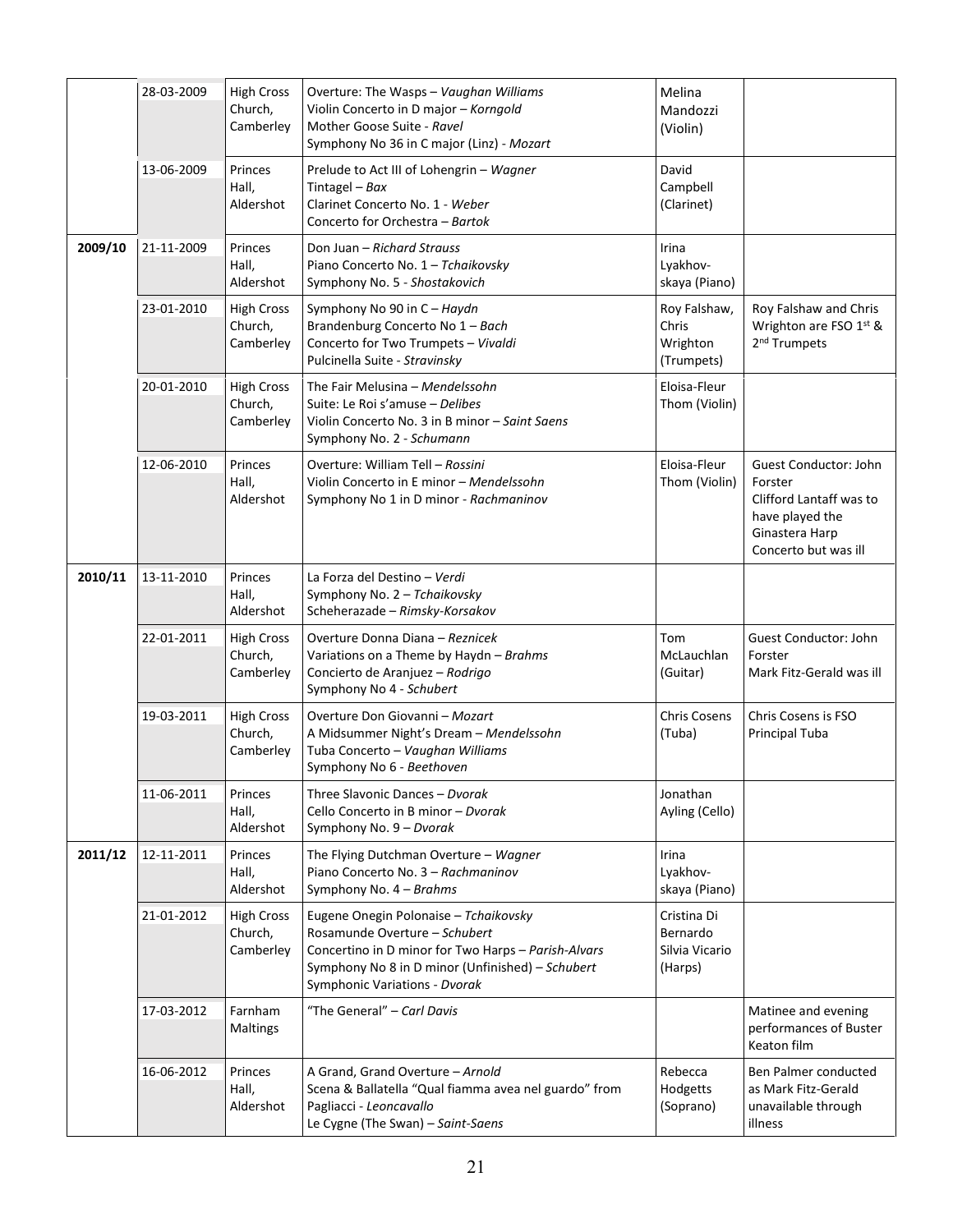| | | | | | |
|---|---|---|---|---|---|
| | 28-03-2009 | High Cross Church, Camberley | Overture: The Wasps – *Vaughan Williams*<br>Violin Concerto in D major – *Korngold*<br>Mother Goose Suite - *Ravel*<br>Symphony No 36 in C major (Linz) - *Mozart* | Melina Mandozzi (Violin) | |
| | 13-06-2009 | Princes Hall, Aldershot | Prelude to Act III of Lohengrin – *Wagner*<br>Tintagel – *Bax*<br>Clarinet Concerto No. 1 - *Weber*<br>Concerto for Orchestra – *Bartok* | David Campbell (Clarinet) | |
| **2009/10** | 21-11-2009 | Princes Hall, Aldershot | Don Juan – *Richard Strauss*<br>Piano Concerto No. 1 – *Tchaikovsky*<br>Symphony No. 5 - *Shostakovich* | Irina Lyakhov-skaya (Piano) | |
| | 23-01-2010 | High Cross Church, Camberley | Symphony No 90 in C – *Haydn*<br>Brandenburg Concerto No 1 – *Bach*<br>Concerto for Two Trumpets – *Vivaldi*<br>Pulcinella Suite - *Stravinsky* | Roy Falshaw, Chris Wrighton (Trumpets) | Roy Falshaw and Chris Wrighton are FSO 1st & 2nd Trumpets |
| | 20-01-2010 | High Cross Church, Camberley | The Fair Melusina – *Mendelssohn*<br>Suite: Le Roi s'amuse – *Delibes*<br>Violin Concerto No. 3 in B minor – *Saint Saens*<br>Symphony No. 2 - *Schumann* | Eloisa-Fleur Thom (Violin) | |
| | 12-06-2010 | Princes Hall, Aldershot | Overture: William Tell – *Rossini*<br>Violin Concerto in E minor – *Mendelssohn*<br>Symphony No 1 in D minor - *Rachmaninov* | Eloisa-Fleur Thom (Violin) | Guest Conductor: John Forster<br>Clifford Lantaff was to have played the Ginastera Harp Concerto but was ill |
| **2010/11** | 13-11-2010 | Princes Hall, Aldershot | La Forza del Destino – *Verdi*<br>Symphony No. 2 – *Tchaikovsky*<br>Scheherazade – *Rimsky-Korsakov* | | |
| | 22-01-2011 | High Cross Church, Camberley | Overture Donna Diana – *Reznicek*<br>Variations on a Theme by Haydn – *Brahms*<br>Concierto de Aranjuez – *Rodrigo*<br>Symphony No 4 - *Schubert* | Tom McLauchlan (Guitar) | Guest Conductor: John Forster<br>Mark Fitz-Gerald was ill |
| | 19-03-2011 | High Cross Church, Camberley | Overture Don Giovanni – *Mozart*<br>A Midsummer Night's Dream – *Mendelssohn*<br>Tuba Concerto – *Vaughan Williams*<br>Symphony No 6 - *Beethoven* | Chris Cosens (Tuba) | Chris Cosens is FSO Principal Tuba |
| | 11-06-2011 | Princes Hall, Aldershot | Three Slavonic Dances – *Dvorak*<br>Cello Concerto in B minor – *Dvorak*<br>Symphony No. 9 – *Dvorak* | Jonathan Ayling (Cello) | |
| **2011/12** | 12-11-2011 | Princes Hall, Aldershot | The Flying Dutchman Overture – *Wagner*<br>Piano Concerto No. 3 – *Rachmaninov*<br>Symphony No. 4 – *Brahms* | Irina Lyakhov-skaya (Piano) | |
| | 21-01-2012 | High Cross Church, Camberley | Eugene Onegin Polonaise – *Tchaikovsky*<br>Rosamunde Overture – *Schubert*<br>Concertino in D minor for Two Harps – *Parish-Alvars*<br>Symphony No 8 in D minor (Unfinished) – *Schubert*<br>Symphonic Variations - *Dvorak* | Cristina Di Bernardo Silvia Vicario (Harps) | |
| | 17-03-2012 | Farnham Maltings | "The General" – *Carl Davis* | | Matinee and evening performances of Buster Keaton film |
| | 16-06-2012 | Princes Hall, Aldershot | A Grand, Grand Overture – *Arnold*<br>Scena & Ballatella "Qual fiamma avea nel guardo" from Pagliacci - *Leoncavallo*<br>Le Cygne (The Swan) – *Saint-Saens* | Rebecca Hodgetts (Soprano) | Ben Palmer conducted as Mark Fitz-Gerald unavailable through illness |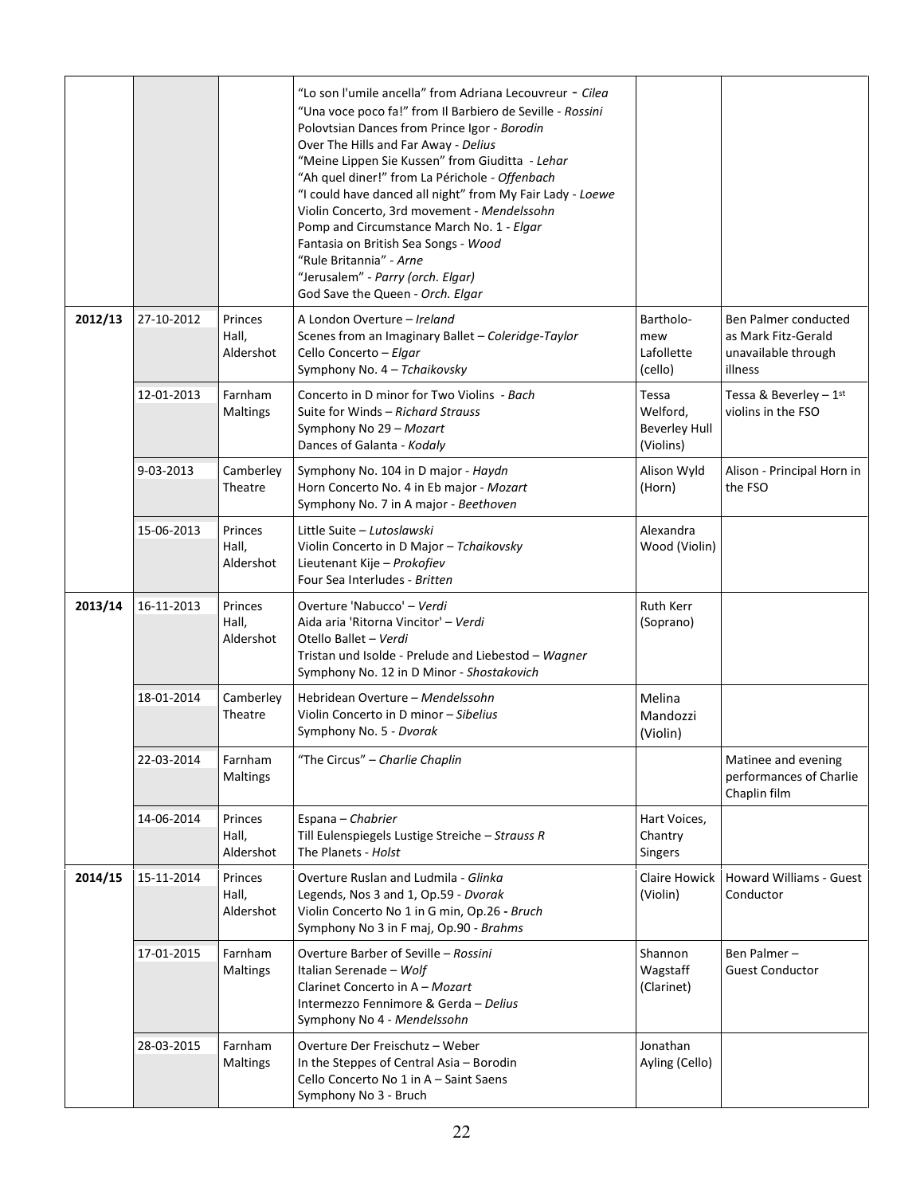| | | | | | |
|---|---|---|---|---|---|
| | | | "Lo son l'umile ancella" from Adriana Lecouvreur - *Cilea*<br>"Una voce poco fa!" from Il Barbiero de Seville - *Rossini*<br>Polovtsian Dances from Prince Igor - *Borodin*<br>Over The Hills and Far Away - *Delius*<br>"Meine Lippen Sie Kussen" from Giuditta - *Lehar*<br>"Ah quel diner!" from La Périchole - *Offenbach*<br>"I could have danced all night" from My Fair Lady - *Loewe*<br>Violin Concerto, 3rd movement - *Mendelssohn*<br>Pomp and Circumstance March No. 1 - *Elgar*<br>Fantasia on British Sea Songs - *Wood*<br>"Rule Britannia" - *Arne*<br>"Jerusalem" - *Parry (orch. Elgar)*<br>God Save the Queen - *Orch. Elgar* | | |
| **2012/13** | 27-10-2012 | Princes Hall, Aldershot | A London Overture – *Ireland*<br>Scenes from an Imaginary Ballet – *Coleridge-Taylor*<br>Cello Concerto – *Elgar*<br>Symphony No. 4 – *Tchaikovsky* | Bartholo-mew Lafollette (cello) | Ben Palmer conducted as Mark Fitz-Gerald unavailable through illness |
| | 12-01-2013 | Farnham Maltings | Concerto in D minor for Two Violins - *Bach*<br>Suite for Winds – *Richard Strauss*<br>Symphony No 29 – *Mozart*<br>Dances of Galanta - *Kodaly* | Tessa Welford, Beverley Hull (Violins) | Tessa & Beverley – 1st violins in the FSO |
| | 9-03-2013 | Camberley Theatre | Symphony No. 104 in D major - *Haydn*<br>Horn Concerto No. 4 in Eb major - *Mozart*<br>Symphony No. 7 in A major - *Beethoven* | Alison Wyld (Horn) | Alison - Principal Horn in the FSO |
| | 15-06-2013 | Princes Hall, Aldershot | Little Suite – *Lutoslawski*<br>Violin Concerto in D Major – *Tchaikovsky*<br>Lieutenant Kije – *Prokofiev*<br>Four Sea Interludes - *Britten* | Alexandra Wood (Violin) | |
| **2013/14** | 16-11-2013 | Princes Hall, Aldershot | Overture 'Nabucco' – *Verdi*<br>Aida aria 'Ritorna Vincitor' – *Verdi*<br>Otello Ballet – *Verdi*<br>Tristan und Isolde - Prelude and Liebestod – *Wagner*<br>Symphony No. 12 in D Minor - *Shostakovich* | Ruth Kerr (Soprano) | |
| | 18-01-2014 | Camberley Theatre | Hebridean Overture – *Mendelssohn*<br>Violin Concerto in D minor – *Sibelius*<br>Symphony No. 5 - *Dvorak* | Melina Mandozzi (Violin) | |
| | 22-03-2014 | Farnham Maltings | "The Circus" – *Charlie Chaplin* | | Matinee and evening performances of Charlie Chaplin film |
| | 14-06-2014 | Princes Hall, Aldershot | Espana – *Chabrier*<br>Till Eulenspiegels Lustige Streiche – *Strauss R*<br>The Planets - *Holst* | Hart Voices, Chantry Singers | |
| **2014/15** | 15-11-2014 | Princes Hall, Aldershot | Overture Ruslan and Ludmila - *Glinka*<br>Legends, Nos 3 and 1, Op.59 - *Dvorak*<br>Violin Concerto No 1 in G min, Op.26 - *Bruch*<br>Symphony No 3 in F maj, Op.90 - *Brahms* | Claire Howick (Violin) | Howard Williams - Guest Conductor |
| | 17-01-2015 | Farnham Maltings | Overture Barber of Seville – *Rossini*<br>Italian Serenade – *Wolf*<br>Clarinet Concerto in A – *Mozart*<br>Intermezzo Fennimore & Gerda – *Delius*<br>Symphony No 4 - *Mendelssohn* | Shannon Wagstaff (Clarinet) | Ben Palmer – Guest Conductor |
| | 28-03-2015 | Farnham Maltings | Overture Der Freischutz – Weber<br>In the Steppes of Central Asia – Borodin<br>Cello Concerto No 1 in A – Saint Saens<br>Symphony No 3 - Bruch | Jonathan Ayling (Cello) | |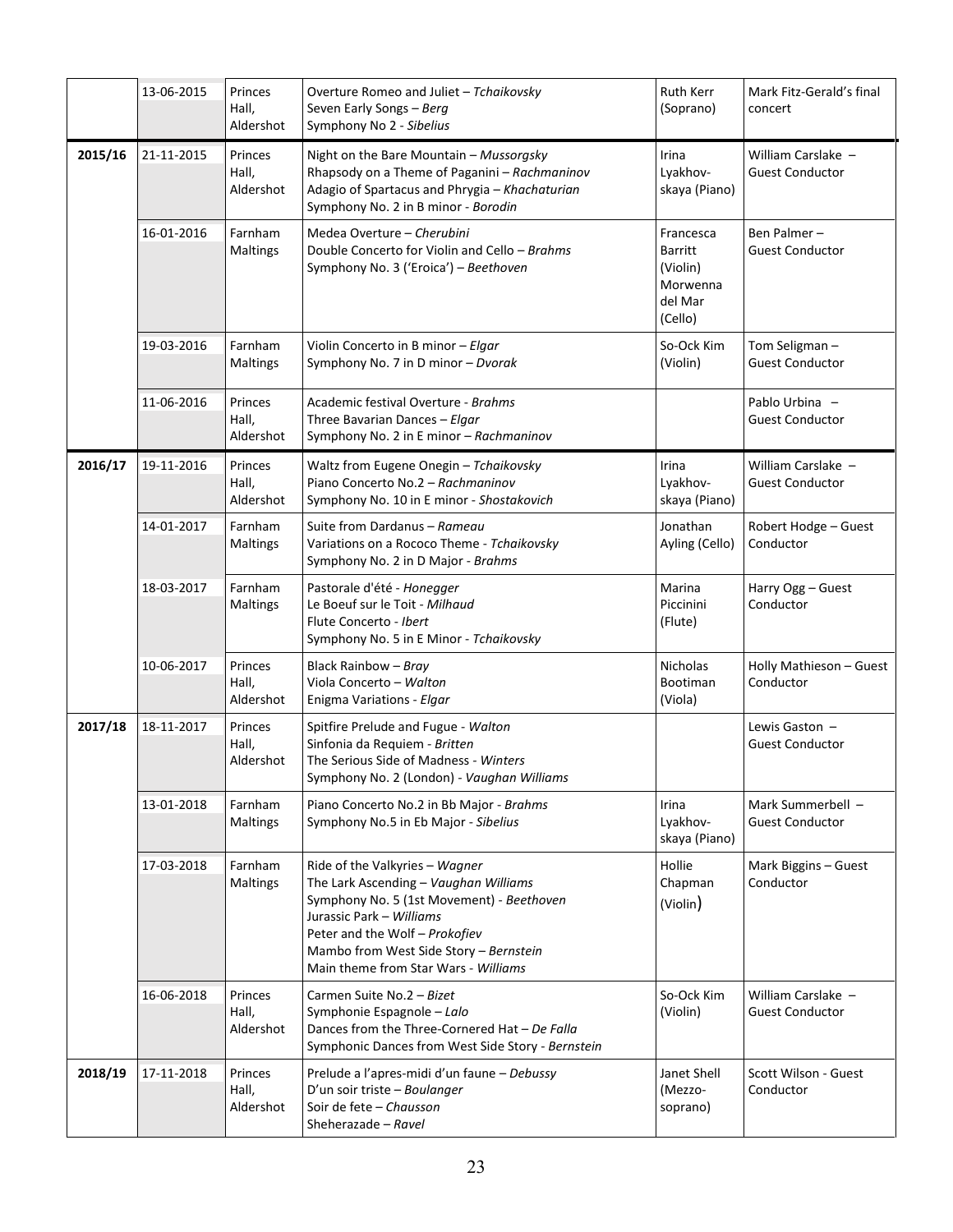| | | | | | |
|---|---|---|---|---|---|
| | 13-06-2015 | Princes Hall, Aldershot | Overture Romeo and Juliet – *Tchaikovsky*<br>Seven Early Songs – *Berg*<br>Symphony No 2 - *Sibelius* | Ruth Kerr (Soprano) | Mark Fitz-Gerald's final concert |
| **2015/16** | 21-11-2015 | Princes Hall, Aldershot | Night on the Bare Mountain – *Mussorgsky*<br>Rhapsody on a Theme of Paganini – *Rachmaninov*<br>Adagio of Spartacus and Phrygia – *Khachaturian*<br>Symphony No. 2 in B minor - *Borodin* | Irina Lyakhov-skaya (Piano) | William Carslake – Guest Conductor |
| | 16-01-2016 | Farnham Maltings | Medea Overture – *Cherubini*<br>Double Concerto for Violin and Cello – *Brahms*<br>Symphony No. 3 ('Eroica') – *Beethoven* | Francesca Barritt (Violin) Morwenna del Mar (Cello) | Ben Palmer – Guest Conductor |
| | 19-03-2016 | Farnham Maltings | Violin Concerto in B minor – *Elgar*<br>Symphony No. 7 in D minor – *Dvorak* | So-Ock Kim (Violin) | Tom Seligman – Guest Conductor |
| | 11-06-2016 | Princes Hall, Aldershot | Academic festival Overture - *Brahms*<br>Three Bavarian Dances – *Elgar*<br>Symphony No. 2 in E minor – *Rachmaninov* | | Pablo Urbina – Guest Conductor |
| **2016/17** | 19-11-2016 | Princes Hall, Aldershot | Waltz from Eugene Onegin – *Tchaikovsky*<br>Piano Concerto No.2 – *Rachmaninov*<br>Symphony No. 10 in E minor - *Shostakovich* | Irina Lyakhov-skaya (Piano) | William Carslake – Guest Conductor |
| | 14-01-2017 | Farnham Maltings | Suite from Dardanus – *Rameau*<br>Variations on a Rococo Theme - *Tchaikovsky*<br>Symphony No. 2 in D Major - *Brahms* | Jonathan Ayling (Cello) | Robert Hodge – Guest Conductor |
| | 18-03-2017 | Farnham Maltings | Pastorale d'été - *Honegger*<br>Le Boeuf sur le Toit - *Milhaud*<br>Flute Concerto - *Ibert*<br>Symphony No. 5 in E Minor - *Tchaikovsky* | Marina Piccinini (Flute) | Harry Ogg – Guest Conductor |
| | 10-06-2017 | Princes Hall, Aldershot | Black Rainbow – *Bray*<br>Viola Concerto – *Walton*<br>Enigma Variations - *Elgar* | Nicholas Bootiman (Viola) | Holly Mathieson – Guest Conductor |
| **2017/18** | 18-11-2017 | Princes Hall, Aldershot | Spitfire Prelude and Fugue - *Walton*<br>Sinfonia da Requiem - *Britten*<br>The Serious Side of Madness - *Winters*<br>Symphony No. 2 (London) - *Vaughan Williams* | | Lewis Gaston – Guest Conductor |
| | 13-01-2018 | Farnham Maltings | Piano Concerto No.2 in Bb Major - *Brahms*<br>Symphony No.5 in Eb Major - *Sibelius* | Irina Lyakhov-skaya (Piano) | Mark Summerbell – Guest Conductor |
| | 17-03-2018 | Farnham Maltings | Ride of the Valkyries – *Wagner*<br>The Lark Ascending – *Vaughan Williams*<br>Symphony No. 5 (1st Movement) - *Beethoven*<br>Jurassic Park – *Williams*<br>Peter and the Wolf – *Prokofiev*<br>Mambo from West Side Story – *Bernstein*<br>Main theme from Star Wars - *Williams* | Hollie Chapman (Violin) | Mark Biggins – Guest Conductor |
| | 16-06-2018 | Princes Hall, Aldershot | Carmen Suite No.2 – *Bizet*<br>Symphonie Espagnole – *Lalo*<br>Dances from the Three-Cornered Hat – *De Falla*<br>Symphonic Dances from West Side Story - *Bernstein* | So-Ock Kim (Violin) | William Carslake – Guest Conductor |
| **2018/19** | 17-11-2018 | Princes Hall, Aldershot | Prelude a l'apres-midi d'un faune – *Debussy*<br>D'un soir triste – *Boulanger*<br>Soir de fete – *Chausson*<br>Sheherazade – *Ravel* | Janet Shell (Mezzo-soprano) | Scott Wilson - Guest Conductor |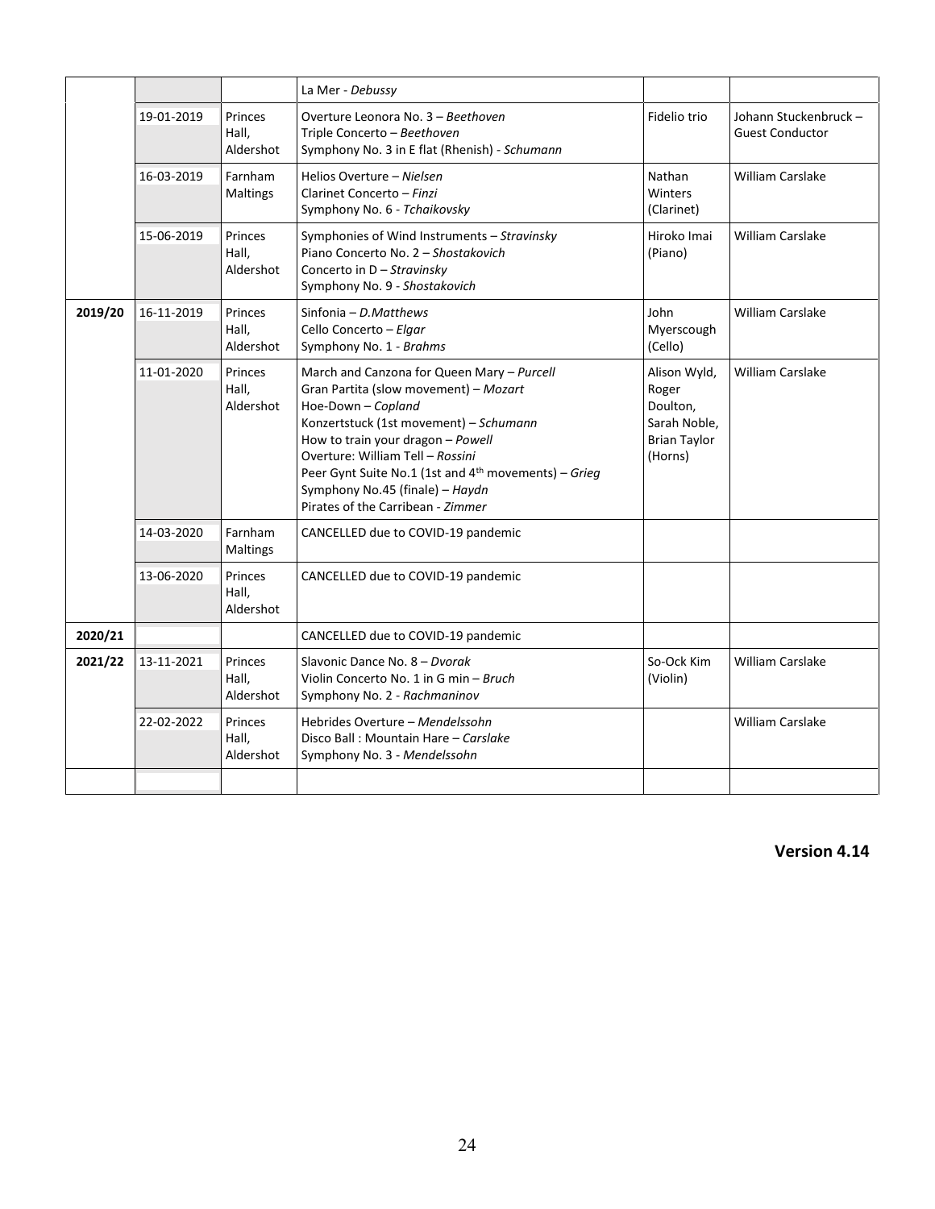| | | | | | |
|---|---|---|---|---|---|
| | | | La Mer - *Debussy* | | |
| | 19-01-2019 | Princes Hall, Aldershot | Overture Leonora No. 3 – *Beethoven*<br>Triple Concerto – *Beethoven*<br>Symphony No. 3 in E flat (Rhenish) - *Schumann* | Fidelio trio | Johann Stuckenbruck – Guest Conductor |
| | 16-03-2019 | Farnham Maltings | Helios Overture – *Nielsen*<br>Clarinet Concerto – *Finzi*<br>Symphony No. 6 - *Tchaikovsky* | Nathan Winters (Clarinet) | William Carslake |
| | 15-06-2019 | Princes Hall, Aldershot | Symphonies of Wind Instruments – *Stravinsky*<br>Piano Concerto No. 2 – *Shostakovich*<br>Concerto in D – *Stravinsky*<br>Symphony No. 9 - *Shostakovich* | Hiroko Imai (Piano) | William Carslake |
| **2019/20** | 16-11-2019 | Princes Hall, Aldershot | Sinfonia – *D.Matthews*<br>Cello Concerto – *Elgar*<br>Symphony No. 1 - *Brahms* | John Myerscough (Cello) | William Carslake |
| | 11-01-2020 | Princes Hall, Aldershot | March and Canzona for Queen Mary – *Purcell*<br>Gran Partita (slow movement) – *Mozart*<br>Hoe-Down – *Copland*<br>Konzertstuck (1st movement) – *Schumann*<br>How to train your dragon – *Powell*<br>Overture: William Tell – *Rossini*<br>Peer Gynt Suite No.1 (1st and 4th movements) – *Grieg*<br>Symphony No.45 (finale) – *Haydn*<br>Pirates of the Carribean - *Zimmer* | Alison Wyld, Roger Doulton, Sarah Noble, Brian Taylor (Horns) | William Carslake |
| | 14-03-2020 | Farnham Maltings | CANCELLED due to COVID-19 pandemic | | |
| | 13-06-2020 | Princes Hall, Aldershot | CANCELLED due to COVID-19 pandemic | | |
| **2020/21** | | | CANCELLED due to COVID-19 pandemic | | |
| **2021/22** | 13-11-2021 | Princes Hall, Aldershot | Slavonic Dance No. 8 – *Dvorak*<br>Violin Concerto No. 1 in G min – *Bruch*<br>Symphony No. 2 - *Rachmaninov* | So-Ock Kim (Violin) | William Carslake |
| | 22-02-2022 | Princes Hall, Aldershot | Hebrides Overture – *Mendelssohn*<br>Disco Ball : Mountain Hare – *Carslake*<br>Symphony No. 3 - *Mendelssohn* | | William Carslake |
| | | | | | |

**Version 4.14**